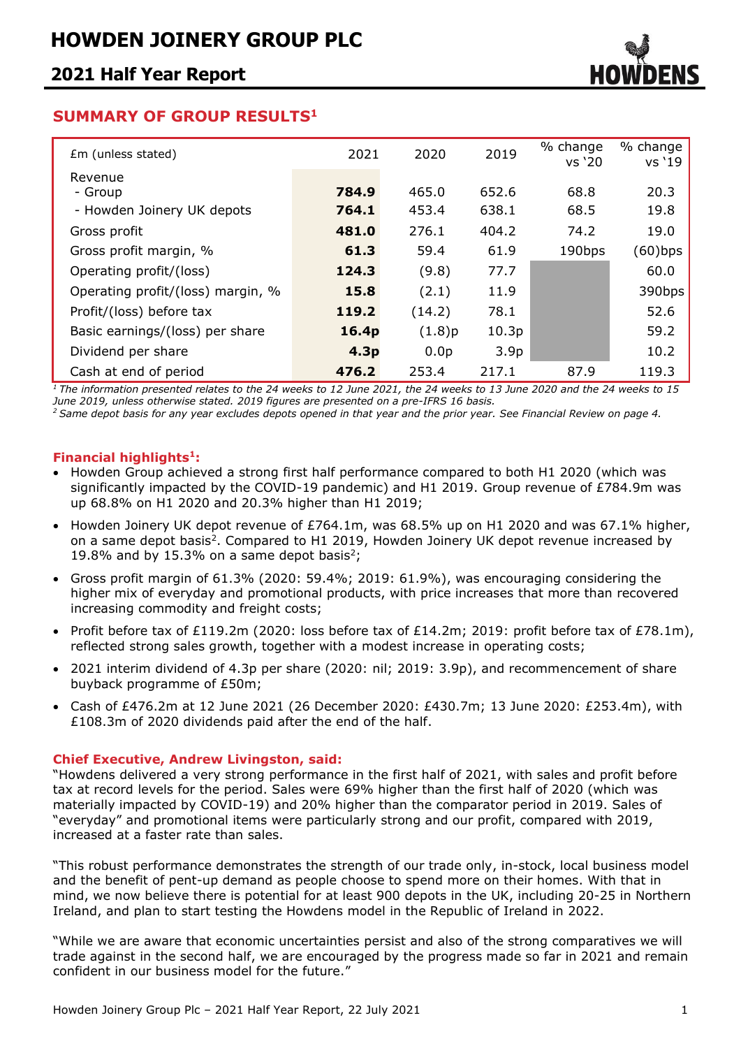# HOWDEN JOINERY GROUP PLC

## 2021 Half Year Report

### SUMMARY OF GROUP RESULTS[1]

| £m (unless stated) | 2021 | 2020 | 2019 | % change vs '20 | % change vs '19 |
|---|---|---|---|---|---|
| Revenue | | | | | |
| - Group | **784.9** | 465.0 | 652.6 | 68.8 | 20.3 |
| - Howden Joinery UK depots | **764.1** | 453.4 | 638.1 | 68.5 | 19.8 |
| Gross profit | **481.0** | 276.1 | 404.2 | 74.2 | 19.0 |
| Gross profit margin, % | **61.3** | 59.4 | 61.9 | 190bps | (60)bps |
| Operating profit/(loss) | **124.3** | (9.8) | 77.7 | | 60.0 |
| Operating profit/(loss) margin, % | **15.8** | (2.1) | 11.9 | | 390bps |
| Profit/(loss) before tax | **119.2** | (14.2) | 78.1 | | 52.6 |
| Basic earnings/(loss) per share | **16.4p** | (1.8)p | 10.3p | | 59.2 |
| Dividend per share | **4.3p** | 0.0p | 3.9p | | 10.2 |
| Cash at end of period | **476.2** | 253.4 | 217.1 | 87.9 | 119.3 |

*[1] The information presented relates to the 24 weeks to 12 June 2021, the 24 weeks to 13 June 2020 and the 24 weeks to 15 June 2019, unless otherwise stated. 2019 figures are presented on a pre-IFRS 16 basis.*
*[2] Same depot basis for any year excludes depots opened in that year and the prior year. See Financial Review on page 4.*

**Financial highlights[1]:**

- Howden Group achieved a strong first half performance compared to both H1 2020 (which was significantly impacted by the COVID-19 pandemic) and H1 2019. Group revenue of £784.9m was up 68.8% on H1 2020 and 20.3% higher than H1 2019;
- Howden Joinery UK depot revenue of £764.1m, was 68.5% up on H1 2020 and was 67.1% higher, on a same depot basis[2]. Compared to H1 2019, Howden Joinery UK depot revenue increased by 19.8% and by 15.3% on a same depot basis[2];
- Gross profit margin of 61.3% (2020: 59.4%; 2019: 61.9%), was encouraging considering the higher mix of everyday and promotional products, with price increases that more than recovered increasing commodity and freight costs;
- Profit before tax of £119.2m (2020: loss before tax of £14.2m; 2019: profit before tax of £78.1m), reflected strong sales growth, together with a modest increase in operating costs;
- 2021 interim dividend of 4.3p per share (2020: nil; 2019: 3.9p), and recommencement of share buyback programme of £50m;
- Cash of £476.2m at 12 June 2021 (26 December 2020: £430.7m; 13 June 2020: £253.4m), with £108.3m of 2020 dividends paid after the end of the half.

**Chief Executive, Andrew Livingston, said:**

"Howdens delivered a very strong performance in the first half of 2021, with sales and profit before tax at record levels for the period. Sales were 69% higher than the first half of 2020 (which was materially impacted by COVID-19) and 20% higher than the comparator period in 2019. Sales of "everyday" and promotional items were particularly strong and our profit, compared with 2019, increased at a faster rate than sales.

"This robust performance demonstrates the strength of our trade only, in-stock, local business model and the benefit of pent-up demand as people choose to spend more on their homes. With that in mind, we now believe there is potential for at least 900 depots in the UK, including 20-25 in Northern Ireland, and plan to start testing the Howdens model in the Republic of Ireland in 2022.

"While we are aware that economic uncertainties persist and also of the strong comparatives we will trade against in the second half, we are encouraged by the progress made so far in 2021 and remain confident in our business model for the future."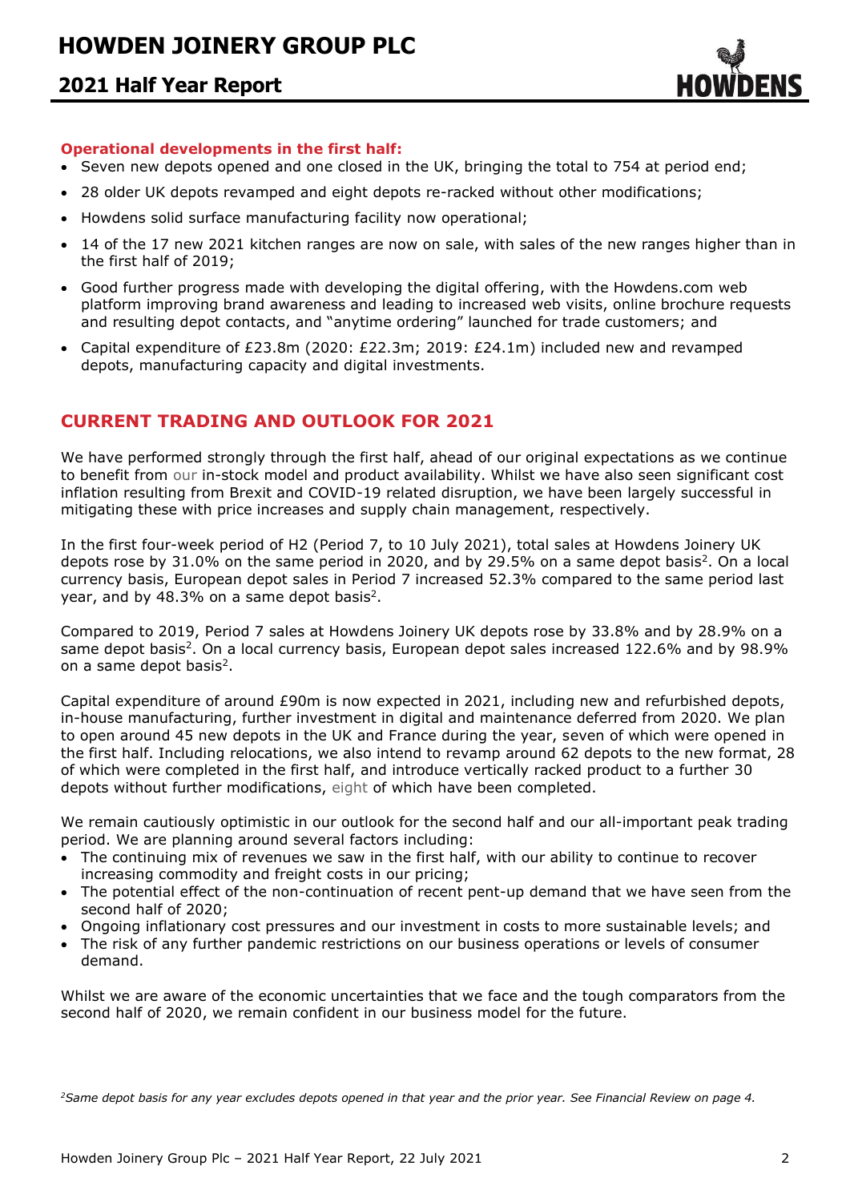**Operational developments in the first half:**

- Seven new depots opened and one closed in the UK, bringing the total to 754 at period end;
- 28 older UK depots revamped and eight depots re-racked without other modifications;
- Howdens solid surface manufacturing facility now operational;
- 14 of the 17 new 2021 kitchen ranges are now on sale, with sales of the new ranges higher than in the first half of 2019;
- Good further progress made with developing the digital offering, with the Howdens.com web platform improving brand awareness and leading to increased web visits, online brochure requests and resulting depot contacts, and "anytime ordering" launched for trade customers; and
- Capital expenditure of £23.8m (2020: £22.3m; 2019: £24.1m) included new and revamped depots, manufacturing capacity and digital investments.

## CURRENT TRADING AND OUTLOOK FOR 2021

We have performed strongly through the first half, ahead of our original expectations as we continue to benefit from our in-stock model and product availability. Whilst we have also seen significant cost inflation resulting from Brexit and COVID-19 related disruption, we have been largely successful in mitigating these with price increases and supply chain management, respectively.

In the first four-week period of H2 (Period 7, to 10 July 2021), total sales at Howdens Joinery UK depots rose by 31.0% on the same period in 2020, and by 29.5% on a same depot basis[2]. On a local currency basis, European depot sales in Period 7 increased 52.3% compared to the same period last year, and by 48.3% on a same depot basis[2].

Compared to 2019, Period 7 sales at Howdens Joinery UK depots rose by 33.8% and by 28.9% on a same depot basis[2]. On a local currency basis, European depot sales increased 122.6% and by 98.9% on a same depot basis[2].

Capital expenditure of around £90m is now expected in 2021, including new and refurbished depots, in-house manufacturing, further investment in digital and maintenance deferred from 2020. We plan to open around 45 new depots in the UK and France during the year, seven of which were opened in the first half. Including relocations, we also intend to revamp around 62 depots to the new format, 28 of which were completed in the first half, and introduce vertically racked product to a further 30 depots without further modifications, eight of which have been completed.

We remain cautiously optimistic in our outlook for the second half and our all-important peak trading period. We are planning around several factors including:

- The continuing mix of revenues we saw in the first half, with our ability to continue to recover increasing commodity and freight costs in our pricing;
- The potential effect of the non-continuation of recent pent-up demand that we have seen from the second half of 2020;
- Ongoing inflationary cost pressures and our investment in costs to more sustainable levels; and
- The risk of any further pandemic restrictions on our business operations or levels of consumer demand.

Whilst we are aware of the economic uncertainties that we face and the tough comparators from the second half of 2020, we remain confident in our business model for the future.

*[2]Same depot basis for any year excludes depots opened in that year and the prior year. See Financial Review on page 4.*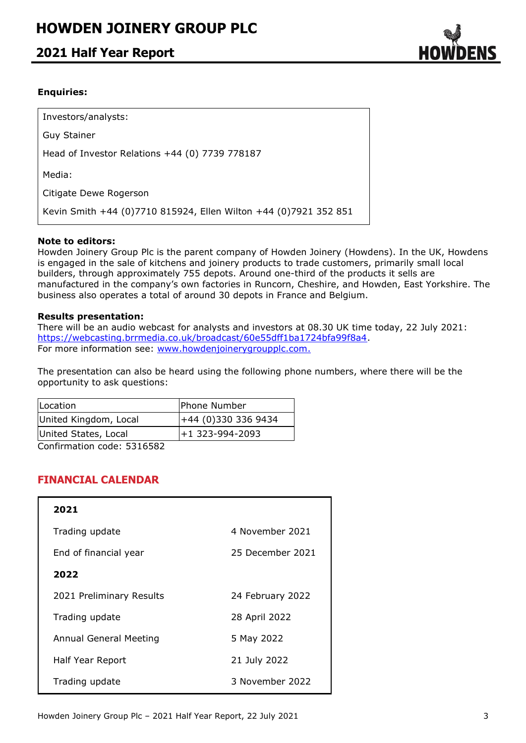**Enquiries:**

|  |
|---|
| Investors/analysts: |
| Guy Stainer |
| Head of Investor Relations +44 (0) 7739 778187 |
| Media: |
| Citigate Dewe Rogerson |
| Kevin Smith +44 (0)7710 815924, Ellen Wilton +44 (0)7921 352 851 |

**Note to editors:**
Howden Joinery Group Plc is the parent company of Howden Joinery (Howdens). In the UK, Howdens is engaged in the sale of kitchens and joinery products to trade customers, primarily small local builders, through approximately 755 depots. Around one-third of the products it sells are manufactured in the company's own factories in Runcorn, Cheshire, and Howden, East Yorkshire. The business also operates a total of around 30 depots in France and Belgium.

**Results presentation:**
There will be an audio webcast for analysts and investors at 08.30 UK time today, 22 July 2021: https://webcasting.brrmedia.co.uk/broadcast/60e55dff1ba1724bfa99f8a4.
For more information see: www.howdenjoinerygroupplc.com.

The presentation can also be heard using the following phone numbers, where there will be the opportunity to ask questions:

| Location | Phone Number |
|---|---|
| United Kingdom, Local | +44 (0)330 336 9434 |
| United States, Local | +1 323-994-2093 |

Confirmation code: 5316582

## FINANCIAL CALENDAR

| **2021** | |
|---|---|
| Trading update | 4 November 2021 |
| End of financial year | 25 December 2021 |
| **2022** | |
| 2021 Preliminary Results | 24 February 2022 |
| Trading update | 28 April 2022 |
| Annual General Meeting | 5 May 2022 |
| Half Year Report | 21 July 2022 |
| Trading update | 3 November 2022 |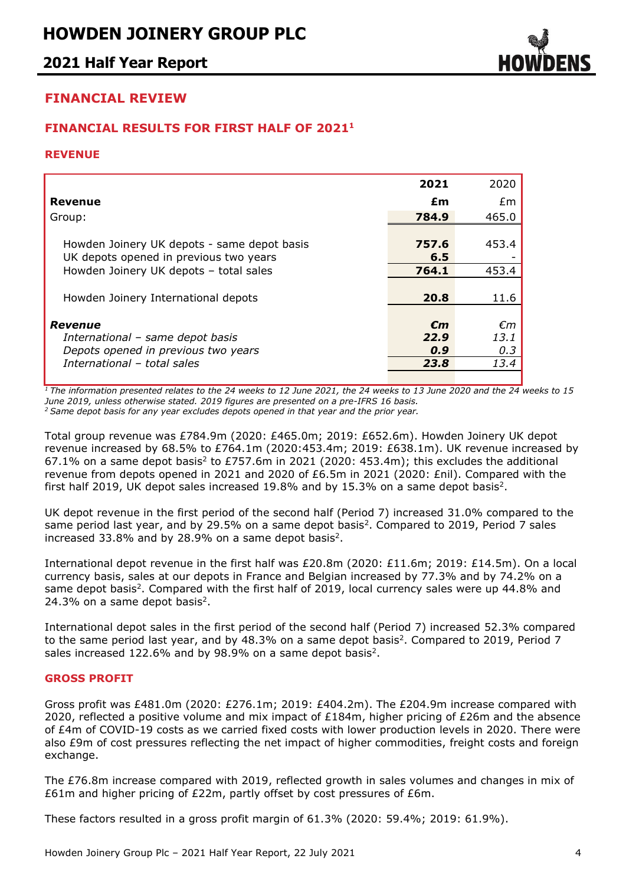## FINANCIAL REVIEW

### FINANCIAL RESULTS FOR FIRST HALF OF 2021[1]

#### REVENUE

| | 2021 | 2020 |
|---|---|---|
| **Revenue** | **£m** | £m |
| Group: | **784.9** | 465.0 |
| Howden Joinery UK depots - same depot basis | **757.6** | 453.4 |
| UK depots opened in previous two years | **6.5** | - |
| Howden Joinery UK depots – total sales | **764.1** | 453.4 |
| Howden Joinery International depots | **20.8** | 11.6 |
| ***Revenue*** | ***€m*** | *€m* |
| *International – same depot basis* | ***22.9*** | *13.1* |
| *Depots opened in previous two years* | ***0.9*** | *0.3* |
| *International – total sales* | ***23.8*** | *13.4* |

*[1] The information presented relates to the 24 weeks to 12 June 2021, the 24 weeks to 13 June 2020 and the 24 weeks to 15 June 2019, unless otherwise stated. 2019 figures are presented on a pre-IFRS 16 basis.*
*[2] Same depot basis for any year excludes depots opened in that year and the prior year.*

Total group revenue was £784.9m (2020: £465.0m; 2019: £652.6m). Howden Joinery UK depot revenue increased by 68.5% to £764.1m (2020:453.4m; 2019: £638.1m). UK revenue increased by 67.1% on a same depot basis[2] to £757.6m in 2021 (2020: 453.4m); this excludes the additional revenue from depots opened in 2021 and 2020 of £6.5m in 2021 (2020: £nil). Compared with the first half 2019, UK depot sales increased 19.8% and by 15.3% on a same depot basis[2].

UK depot revenue in the first period of the second half (Period 7) increased 31.0% compared to the same period last year, and by 29.5% on a same depot basis[2]. Compared to 2019, Period 7 sales increased 33.8% and by 28.9% on a same depot basis[2].

International depot revenue in the first half was £20.8m (2020: £11.6m; 2019: £14.5m). On a local currency basis, sales at our depots in France and Belgian increased by 77.3% and by 74.2% on a same depot basis[2]. Compared with the first half of 2019, local currency sales were up 44.8% and 24.3% on a same depot basis[2].

International depot sales in the first period of the second half (Period 7) increased 52.3% compared to the same period last year, and by 48.3% on a same depot basis[2]. Compared to 2019, Period 7 sales increased 122.6% and by 98.9% on a same depot basis[2].

#### GROSS PROFIT

Gross profit was £481.0m (2020: £276.1m; 2019: £404.2m). The £204.9m increase compared with 2020, reflected a positive volume and mix impact of £184m, higher pricing of £26m and the absence of £4m of COVID-19 costs as we carried fixed costs with lower production levels in 2020. There were also £9m of cost pressures reflecting the net impact of higher commodities, freight costs and foreign exchange.

The £76.8m increase compared with 2019, reflected growth in sales volumes and changes in mix of £61m and higher pricing of £22m, partly offset by cost pressures of £6m.

These factors resulted in a gross profit margin of 61.3% (2020: 59.4%; 2019: 61.9%).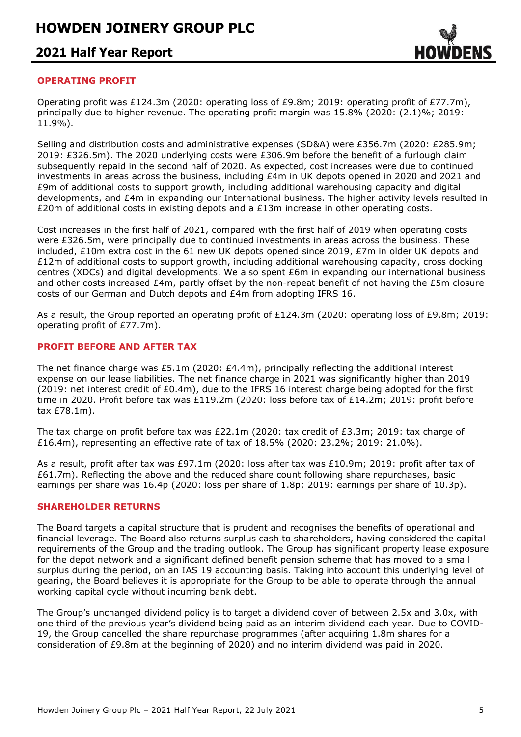## OPERATING PROFIT

Operating profit was £124.3m (2020: operating loss of £9.8m; 2019: operating profit of £77.7m), principally due to higher revenue. The operating profit margin was 15.8% (2020: (2.1)%; 2019: 11.9%).

Selling and distribution costs and administrative expenses (SD&A) were £356.7m (2020: £285.9m; 2019: £326.5m). The 2020 underlying costs were £306.9m before the benefit of a furlough claim subsequently repaid in the second half of 2020. As expected, cost increases were due to continued investments in areas across the business, including £4m in UK depots opened in 2020 and 2021 and £9m of additional costs to support growth, including additional warehousing capacity and digital developments, and £4m in expanding our International business. The higher activity levels resulted in £20m of additional costs in existing depots and a £13m increase in other operating costs.

Cost increases in the first half of 2021, compared with the first half of 2019 when operating costs were £326.5m, were principally due to continued investments in areas across the business. These included, £10m extra cost in the 61 new UK depots opened since 2019, £7m in older UK depots and £12m of additional costs to support growth, including additional warehousing capacity, cross docking centres (XDCs) and digital developments. We also spent £6m in expanding our international business and other costs increased £4m, partly offset by the non-repeat benefit of not having the £5m closure costs of our German and Dutch depots and £4m from adopting IFRS 16.

As a result, the Group reported an operating profit of £124.3m (2020: operating loss of £9.8m; 2019: operating profit of £77.7m).

## PROFIT BEFORE AND AFTER TAX

The net finance charge was £5.1m (2020: £4.4m), principally reflecting the additional interest expense on our lease liabilities. The net finance charge in 2021 was significantly higher than 2019 (2019: net interest credit of £0.4m), due to the IFRS 16 interest charge being adopted for the first time in 2020. Profit before tax was £119.2m (2020: loss before tax of £14.2m; 2019: profit before tax £78.1m).

The tax charge on profit before tax was £22.1m (2020: tax credit of £3.3m; 2019: tax charge of £16.4m), representing an effective rate of tax of 18.5% (2020: 23.2%; 2019: 21.0%).

As a result, profit after tax was £97.1m (2020: loss after tax was £10.9m; 2019: profit after tax of £61.7m). Reflecting the above and the reduced share count following share repurchases, basic earnings per share was 16.4p (2020: loss per share of 1.8p; 2019: earnings per share of 10.3p).

## SHAREHOLDER RETURNS

The Board targets a capital structure that is prudent and recognises the benefits of operational and financial leverage. The Board also returns surplus cash to shareholders, having considered the capital requirements of the Group and the trading outlook. The Group has significant property lease exposure for the depot network and a significant defined benefit pension scheme that has moved to a small surplus during the period, on an IAS 19 accounting basis. Taking into account this underlying level of gearing, the Board believes it is appropriate for the Group to be able to operate through the annual working capital cycle without incurring bank debt.

The Group's unchanged dividend policy is to target a dividend cover of between 2.5x and 3.0x, with one third of the previous year's dividend being paid as an interim dividend each year. Due to COVID-19, the Group cancelled the share repurchase programmes (after acquiring 1.8m shares for a consideration of £9.8m at the beginning of 2020) and no interim dividend was paid in 2020.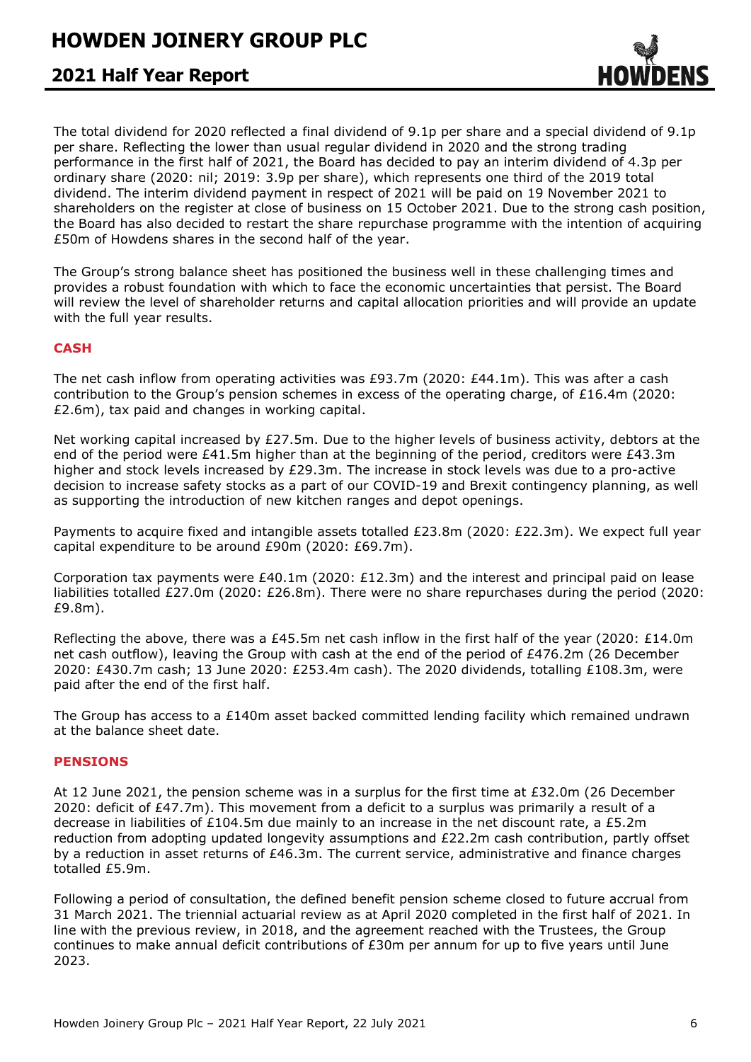The total dividend for 2020 reflected a final dividend of 9.1p per share and a special dividend of 9.1p per share. Reflecting the lower than usual regular dividend in 2020 and the strong trading performance in the first half of 2021, the Board has decided to pay an interim dividend of 4.3p per ordinary share (2020: nil; 2019: 3.9p per share), which represents one third of the 2019 total dividend. The interim dividend payment in respect of 2021 will be paid on 19 November 2021 to shareholders on the register at close of business on 15 October 2021. Due to the strong cash position, the Board has also decided to restart the share repurchase programme with the intention of acquiring £50m of Howdens shares in the second half of the year.

The Group's strong balance sheet has positioned the business well in these challenging times and provides a robust foundation with which to face the economic uncertainties that persist. The Board will review the level of shareholder returns and capital allocation priorities and will provide an update with the full year results.

## CASH

The net cash inflow from operating activities was £93.7m (2020: £44.1m). This was after a cash contribution to the Group's pension schemes in excess of the operating charge, of £16.4m (2020: £2.6m), tax paid and changes in working capital.

Net working capital increased by £27.5m. Due to the higher levels of business activity, debtors at the end of the period were £41.5m higher than at the beginning of the period, creditors were £43.3m higher and stock levels increased by £29.3m. The increase in stock levels was due to a pro-active decision to increase safety stocks as a part of our COVID-19 and Brexit contingency planning, as well as supporting the introduction of new kitchen ranges and depot openings.

Payments to acquire fixed and intangible assets totalled £23.8m (2020: £22.3m). We expect full year capital expenditure to be around £90m (2020: £69.7m).

Corporation tax payments were £40.1m (2020: £12.3m) and the interest and principal paid on lease liabilities totalled £27.0m (2020: £26.8m). There were no share repurchases during the period (2020: £9.8m).

Reflecting the above, there was a £45.5m net cash inflow in the first half of the year (2020: £14.0m net cash outflow), leaving the Group with cash at the end of the period of £476.2m (26 December 2020: £430.7m cash; 13 June 2020: £253.4m cash). The 2020 dividends, totalling £108.3m, were paid after the end of the first half.

The Group has access to a £140m asset backed committed lending facility which remained undrawn at the balance sheet date.

## PENSIONS

At 12 June 2021, the pension scheme was in a surplus for the first time at £32.0m (26 December 2020: deficit of £47.7m). This movement from a deficit to a surplus was primarily a result of a decrease in liabilities of £104.5m due mainly to an increase in the net discount rate, a £5.2m reduction from adopting updated longevity assumptions and £22.2m cash contribution, partly offset by a reduction in asset returns of £46.3m. The current service, administrative and finance charges totalled £5.9m.

Following a period of consultation, the defined benefit pension scheme closed to future accrual from 31 March 2021. The triennial actuarial review as at April 2020 completed in the first half of 2021. In line with the previous review, in 2018, and the agreement reached with the Trustees, the Group continues to make annual deficit contributions of £30m per annum for up to five years until June 2023.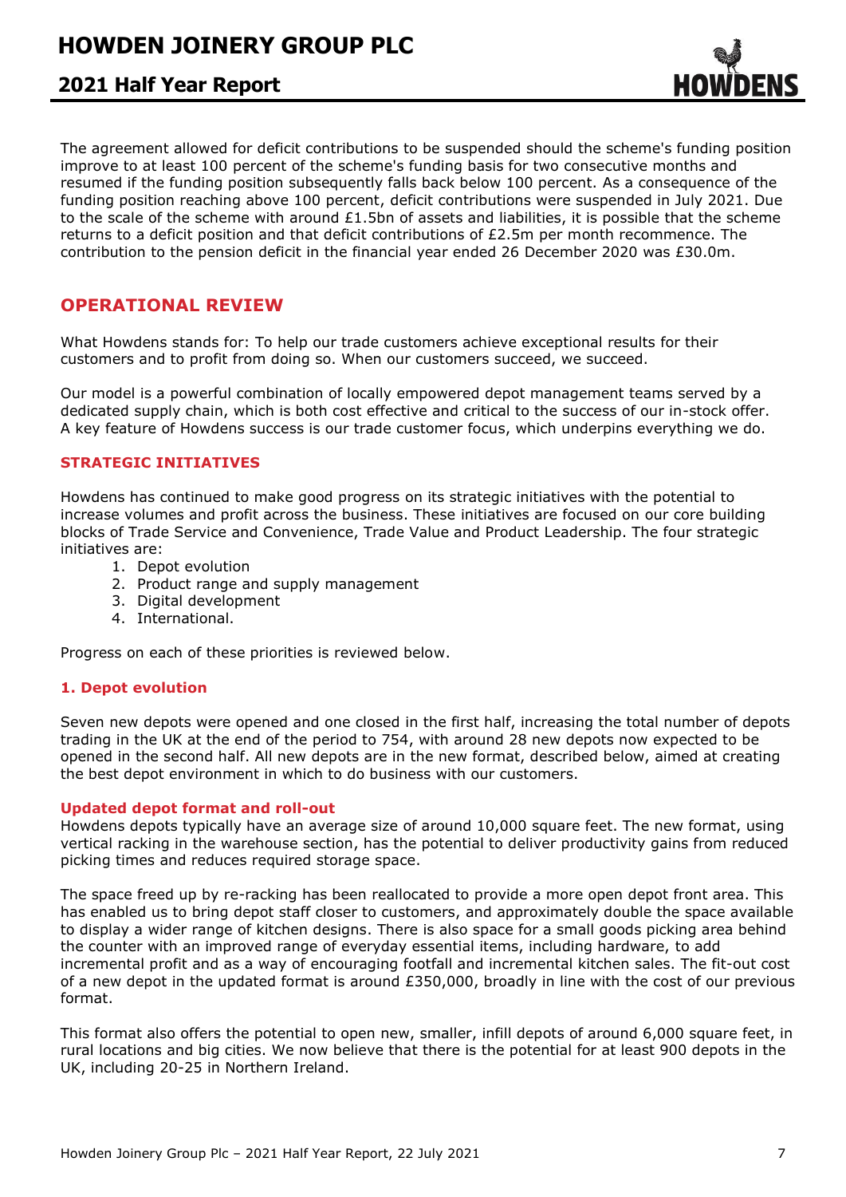The agreement allowed for deficit contributions to be suspended should the scheme's funding position improve to at least 100 percent of the scheme's funding basis for two consecutive months and resumed if the funding position subsequently falls back below 100 percent. As a consequence of the funding position reaching above 100 percent, deficit contributions were suspended in July 2021. Due to the scale of the scheme with around £1.5bn of assets and liabilities, it is possible that the scheme returns to a deficit position and that deficit contributions of £2.5m per month recommence. The contribution to the pension deficit in the financial year ended 26 December 2020 was £30.0m.

## OPERATIONAL REVIEW

What Howdens stands for: To help our trade customers achieve exceptional results for their customers and to profit from doing so. When our customers succeed, we succeed.

Our model is a powerful combination of locally empowered depot management teams served by a dedicated supply chain, which is both cost effective and critical to the success of our in-stock offer. A key feature of Howdens success is our trade customer focus, which underpins everything we do.

### STRATEGIC INITIATIVES

Howdens has continued to make good progress on its strategic initiatives with the potential to increase volumes and profit across the business. These initiatives are focused on our core building blocks of Trade Service and Convenience, Trade Value and Product Leadership. The four strategic initiatives are:

1. Depot evolution
2. Product range and supply management
3. Digital development
4. International.

Progress on each of these priorities is reviewed below.

### 1. Depot evolution

Seven new depots were opened and one closed in the first half, increasing the total number of depots trading in the UK at the end of the period to 754, with around 28 new depots now expected to be opened in the second half. All new depots are in the new format, described below, aimed at creating the best depot environment in which to do business with our customers.

#### Updated depot format and roll-out

Howdens depots typically have an average size of around 10,000 square feet. The new format, using vertical racking in the warehouse section, has the potential to deliver productivity gains from reduced picking times and reduces required storage space.

The space freed up by re-racking has been reallocated to provide a more open depot front area. This has enabled us to bring depot staff closer to customers, and approximately double the space available to display a wider range of kitchen designs. There is also space for a small goods picking area behind the counter with an improved range of everyday essential items, including hardware, to add incremental profit and as a way of encouraging footfall and incremental kitchen sales. The fit-out cost of a new depot in the updated format is around £350,000, broadly in line with the cost of our previous format.

This format also offers the potential to open new, smaller, infill depots of around 6,000 square feet, in rural locations and big cities. We now believe that there is the potential for at least 900 depots in the UK, including 20-25 in Northern Ireland.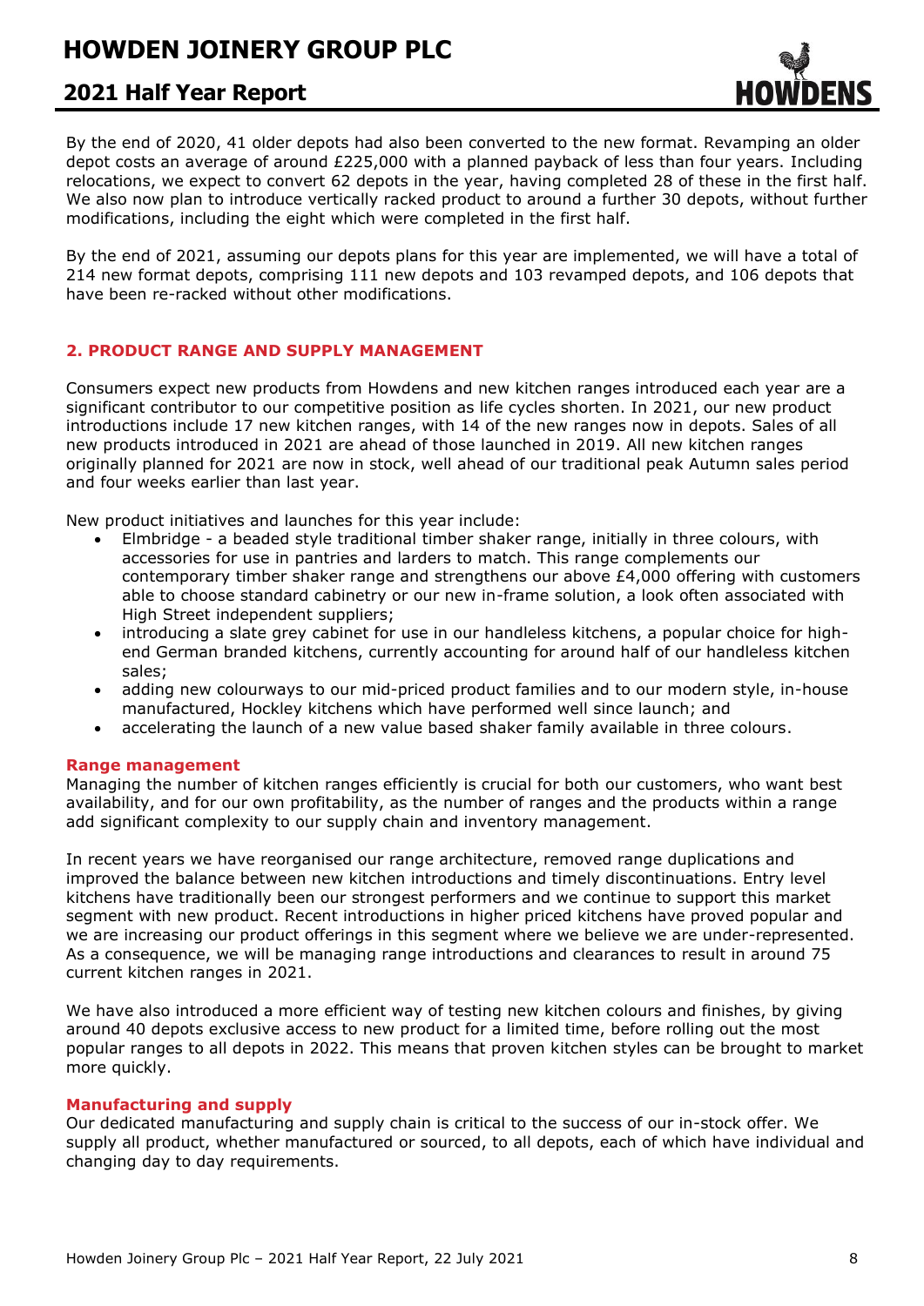By the end of 2020, 41 older depots had also been converted to the new format. Revamping an older depot costs an average of around £225,000 with a planned payback of less than four years. Including relocations, we expect to convert 62 depots in the year, having completed 28 of these in the first half. We also now plan to introduce vertically racked product to around a further 30 depots, without further modifications, including the eight which were completed in the first half.

By the end of 2021, assuming our depots plans for this year are implemented, we will have a total of 214 new format depots, comprising 111 new depots and 103 revamped depots, and 106 depots that have been re-racked without other modifications.

## 2. PRODUCT RANGE AND SUPPLY MANAGEMENT

Consumers expect new products from Howdens and new kitchen ranges introduced each year are a significant contributor to our competitive position as life cycles shorten. In 2021, our new product introductions include 17 new kitchen ranges, with 14 of the new ranges now in depots. Sales of all new products introduced in 2021 are ahead of those launched in 2019. All new kitchen ranges originally planned for 2021 are now in stock, well ahead of our traditional peak Autumn sales period and four weeks earlier than last year.

New product initiatives and launches for this year include:

- Elmbridge - a beaded style traditional timber shaker range, initially in three colours, with accessories for use in pantries and larders to match. This range complements our contemporary timber shaker range and strengthens our above £4,000 offering with customers able to choose standard cabinetry or our new in-frame solution, a look often associated with High Street independent suppliers;
- introducing a slate grey cabinet for use in our handleless kitchens, a popular choice for high-end German branded kitchens, currently accounting for around half of our handleless kitchen sales;
- adding new colourways to our mid-priced product families and to our modern style, in-house manufactured, Hockley kitchens which have performed well since launch; and
- accelerating the launch of a new value based shaker family available in three colours.

### Range management

Managing the number of kitchen ranges efficiently is crucial for both our customers, who want best availability, and for our own profitability, as the number of ranges and the products within a range add significant complexity to our supply chain and inventory management.

In recent years we have reorganised our range architecture, removed range duplications and improved the balance between new kitchen introductions and timely discontinuations. Entry level kitchens have traditionally been our strongest performers and we continue to support this market segment with new product. Recent introductions in higher priced kitchens have proved popular and we are increasing our product offerings in this segment where we believe we are under-represented. As a consequence, we will be managing range introductions and clearances to result in around 75 current kitchen ranges in 2021.

We have also introduced a more efficient way of testing new kitchen colours and finishes, by giving around 40 depots exclusive access to new product for a limited time, before rolling out the most popular ranges to all depots in 2022. This means that proven kitchen styles can be brought to market more quickly.

### Manufacturing and supply

Our dedicated manufacturing and supply chain is critical to the success of our in-stock offer. We supply all product, whether manufactured or sourced, to all depots, each of which have individual and changing day to day requirements.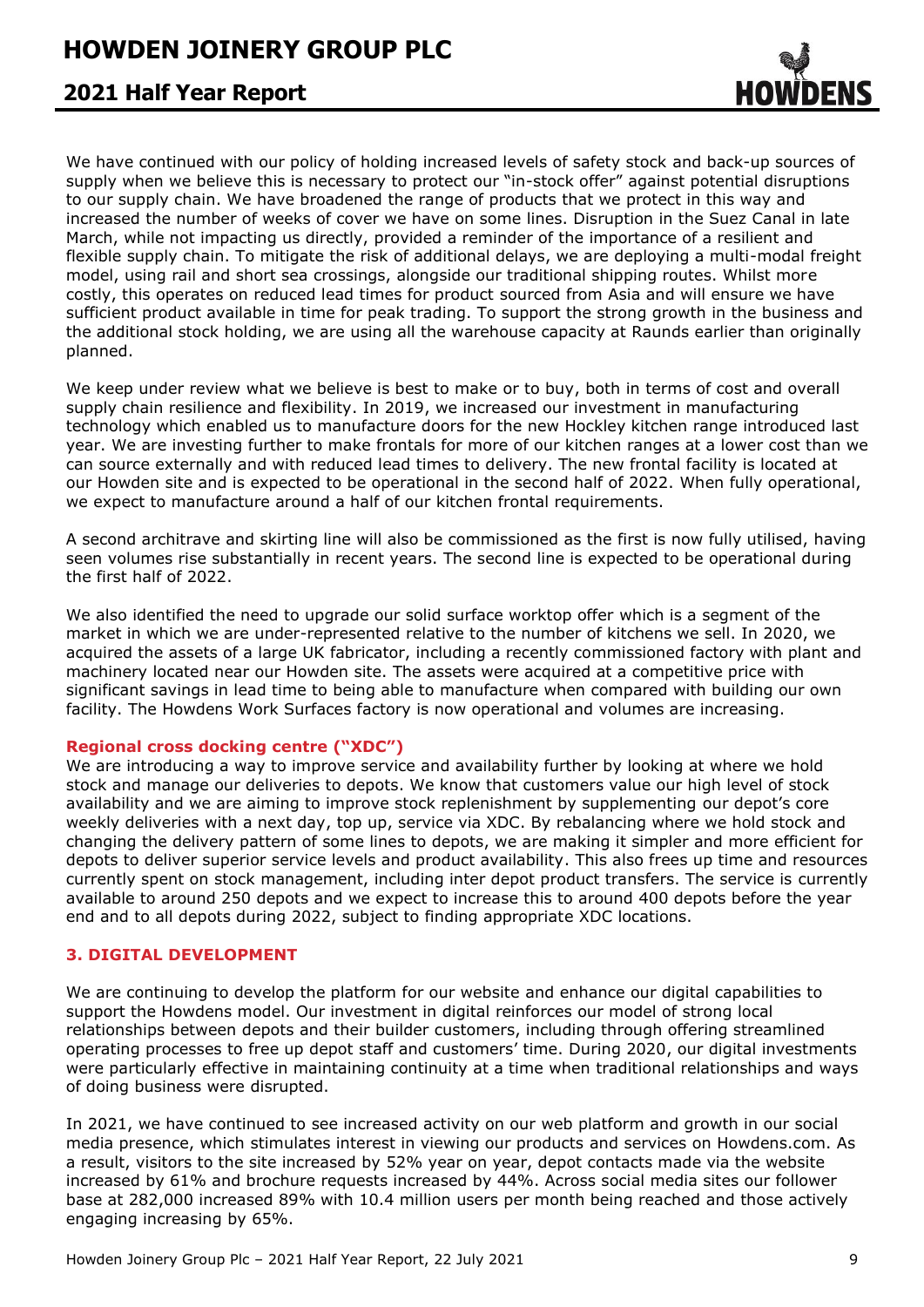We have continued with our policy of holding increased levels of safety stock and back-up sources of supply when we believe this is necessary to protect our "in-stock offer" against potential disruptions to our supply chain. We have broadened the range of products that we protect in this way and increased the number of weeks of cover we have on some lines. Disruption in the Suez Canal in late March, while not impacting us directly, provided a reminder of the importance of a resilient and flexible supply chain. To mitigate the risk of additional delays, we are deploying a multi-modal freight model, using rail and short sea crossings, alongside our traditional shipping routes. Whilst more costly, this operates on reduced lead times for product sourced from Asia and will ensure we have sufficient product available in time for peak trading. To support the strong growth in the business and the additional stock holding, we are using all the warehouse capacity at Raunds earlier than originally planned.

We keep under review what we believe is best to make or to buy, both in terms of cost and overall supply chain resilience and flexibility. In 2019, we increased our investment in manufacturing technology which enabled us to manufacture doors for the new Hockley kitchen range introduced last year. We are investing further to make frontals for more of our kitchen ranges at a lower cost than we can source externally and with reduced lead times to delivery. The new frontal facility is located at our Howden site and is expected to be operational in the second half of 2022. When fully operational, we expect to manufacture around a half of our kitchen frontal requirements.

A second architrave and skirting line will also be commissioned as the first is now fully utilised, having seen volumes rise substantially in recent years. The second line is expected to be operational during the first half of 2022.

We also identified the need to upgrade our solid surface worktop offer which is a segment of the market in which we are under-represented relative to the number of kitchens we sell. In 2020, we acquired the assets of a large UK fabricator, including a recently commissioned factory with plant and machinery located near our Howden site. The assets were acquired at a competitive price with significant savings in lead time to being able to manufacture when compared with building our own facility. The Howdens Work Surfaces factory is now operational and volumes are increasing.

#### Regional cross docking centre ("XDC")

We are introducing a way to improve service and availability further by looking at where we hold stock and manage our deliveries to depots. We know that customers value our high level of stock availability and we are aiming to improve stock replenishment by supplementing our depot's core weekly deliveries with a next day, top up, service via XDC. By rebalancing where we hold stock and changing the delivery pattern of some lines to depots, we are making it simpler and more efficient for depots to deliver superior service levels and product availability. This also frees up time and resources currently spent on stock management, including inter depot product transfers. The service is currently available to around 250 depots and we expect to increase this to around 400 depots before the year end and to all depots during 2022, subject to finding appropriate XDC locations.

### 3. DIGITAL DEVELOPMENT

We are continuing to develop the platform for our website and enhance our digital capabilities to support the Howdens model. Our investment in digital reinforces our model of strong local relationships between depots and their builder customers, including through offering streamlined operating processes to free up depot staff and customers' time. During 2020, our digital investments were particularly effective in maintaining continuity at a time when traditional relationships and ways of doing business were disrupted.

In 2021, we have continued to see increased activity on our web platform and growth in our social media presence, which stimulates interest in viewing our products and services on Howdens.com. As a result, visitors to the site increased by 52% year on year, depot contacts made via the website increased by 61% and brochure requests increased by 44%. Across social media sites our follower base at 282,000 increased 89% with 10.4 million users per month being reached and those actively engaging increasing by 65%.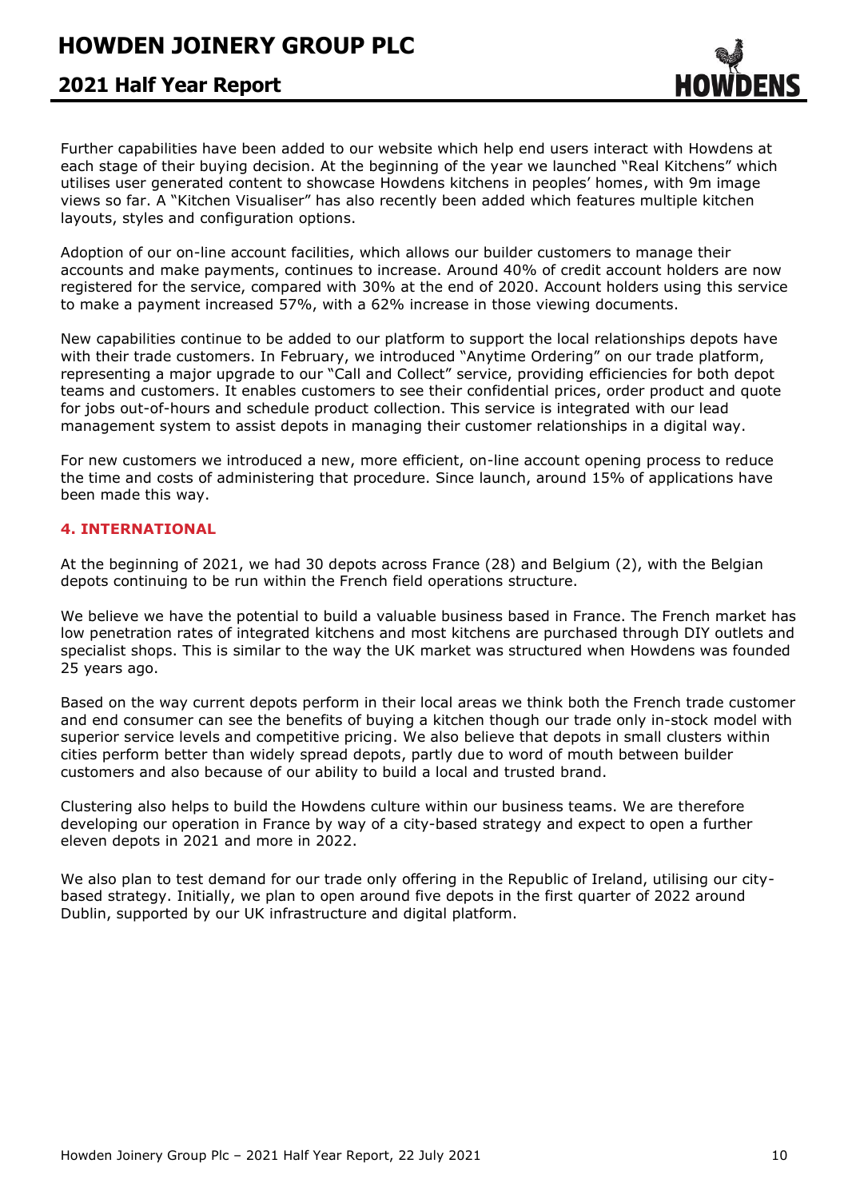Further capabilities have been added to our website which help end users interact with Howdens at each stage of their buying decision. At the beginning of the year we launched "Real Kitchens" which utilises user generated content to showcase Howdens kitchens in peoples' homes, with 9m image views so far. A "Kitchen Visualiser" has also recently been added which features multiple kitchen layouts, styles and configuration options.

Adoption of our on-line account facilities, which allows our builder customers to manage their accounts and make payments, continues to increase. Around 40% of credit account holders are now registered for the service, compared with 30% at the end of 2020. Account holders using this service to make a payment increased 57%, with a 62% increase in those viewing documents.

New capabilities continue to be added to our platform to support the local relationships depots have with their trade customers. In February, we introduced "Anytime Ordering" on our trade platform, representing a major upgrade to our "Call and Collect" service, providing efficiencies for both depot teams and customers. It enables customers to see their confidential prices, order product and quote for jobs out-of-hours and schedule product collection. This service is integrated with our lead management system to assist depots in managing their customer relationships in a digital way.

For new customers we introduced a new, more efficient, on-line account opening process to reduce the time and costs of administering that procedure. Since launch, around 15% of applications have been made this way.

## 4. INTERNATIONAL

At the beginning of 2021, we had 30 depots across France (28) and Belgium (2), with the Belgian depots continuing to be run within the French field operations structure.

We believe we have the potential to build a valuable business based in France. The French market has low penetration rates of integrated kitchens and most kitchens are purchased through DIY outlets and specialist shops. This is similar to the way the UK market was structured when Howdens was founded 25 years ago.

Based on the way current depots perform in their local areas we think both the French trade customer and end consumer can see the benefits of buying a kitchen though our trade only in-stock model with superior service levels and competitive pricing. We also believe that depots in small clusters within cities perform better than widely spread depots, partly due to word of mouth between builder customers and also because of our ability to build a local and trusted brand.

Clustering also helps to build the Howdens culture within our business teams. We are therefore developing our operation in France by way of a city-based strategy and expect to open a further eleven depots in 2021 and more in 2022.

We also plan to test demand for our trade only offering in the Republic of Ireland, utilising our city-based strategy. Initially, we plan to open around five depots in the first quarter of 2022 around Dublin, supported by our UK infrastructure and digital platform.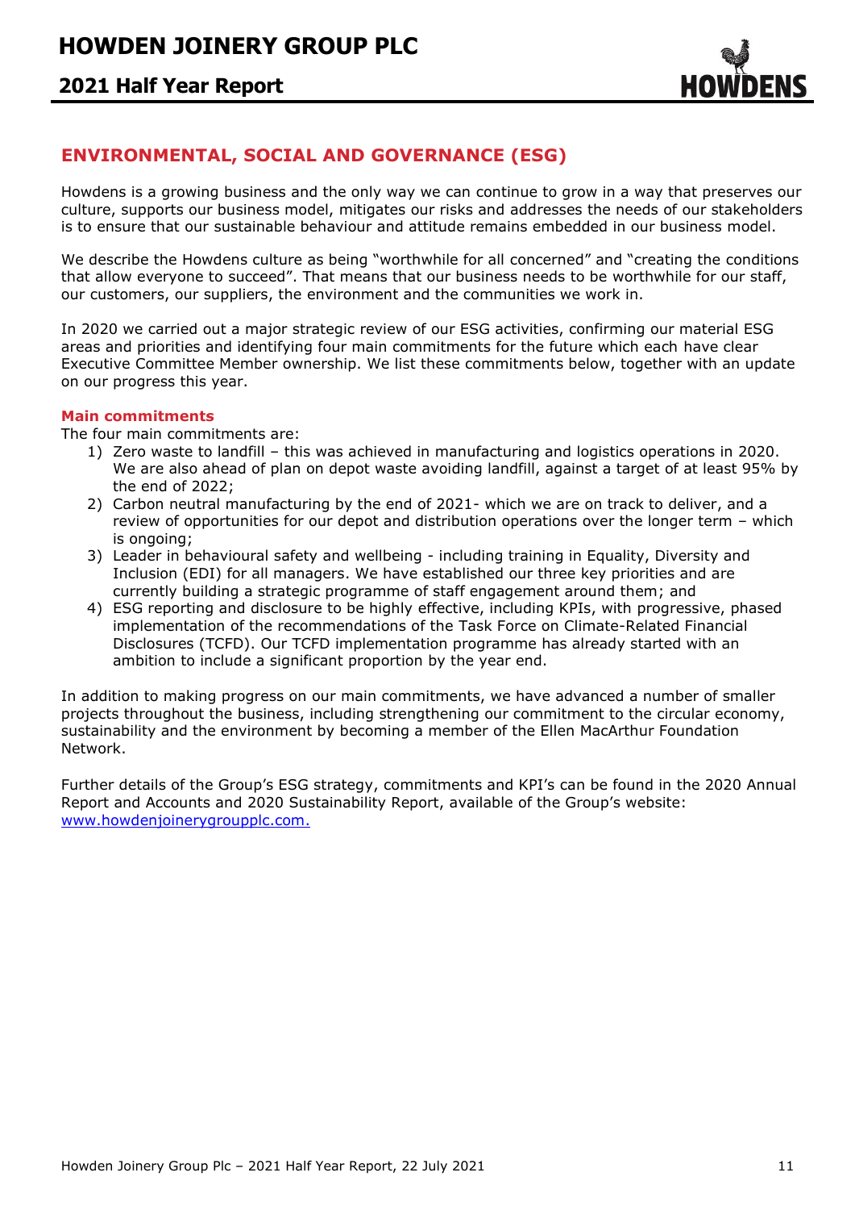## ENVIRONMENTAL, SOCIAL AND GOVERNANCE (ESG)

Howdens is a growing business and the only way we can continue to grow in a way that preserves our culture, supports our business model, mitigates our risks and addresses the needs of our stakeholders is to ensure that our sustainable behaviour and attitude remains embedded in our business model.

We describe the Howdens culture as being "worthwhile for all concerned" and "creating the conditions that allow everyone to succeed". That means that our business needs to be worthwhile for our staff, our customers, our suppliers, the environment and the communities we work in.

In 2020 we carried out a major strategic review of our ESG activities, confirming our material ESG areas and priorities and identifying four main commitments for the future which each have clear Executive Committee Member ownership. We list these commitments below, together with an update on our progress this year.

### Main commitments

The four main commitments are:

1) Zero waste to landfill – this was achieved in manufacturing and logistics operations in 2020. We are also ahead of plan on depot waste avoiding landfill, against a target of at least 95% by the end of 2022;
2) Carbon neutral manufacturing by the end of 2021- which we are on track to deliver, and a review of opportunities for our depot and distribution operations over the longer term – which is ongoing;
3) Leader in behavioural safety and wellbeing - including training in Equality, Diversity and Inclusion (EDI) for all managers. We have established our three key priorities and are currently building a strategic programme of staff engagement around them; and
4) ESG reporting and disclosure to be highly effective, including KPIs, with progressive, phased implementation of the recommendations of the Task Force on Climate-Related Financial Disclosures (TCFD). Our TCFD implementation programme has already started with an ambition to include a significant proportion by the year end.

In addition to making progress on our main commitments, we have advanced a number of smaller projects throughout the business, including strengthening our commitment to the circular economy, sustainability and the environment by becoming a member of the Ellen MacArthur Foundation Network.

Further details of the Group's ESG strategy, commitments and KPI's can be found in the 2020 Annual Report and Accounts and 2020 Sustainability Report, available of the Group's website: [www.howdenjoinerygroupplc.com.](http://www.howdenjoinerygroupplc.com)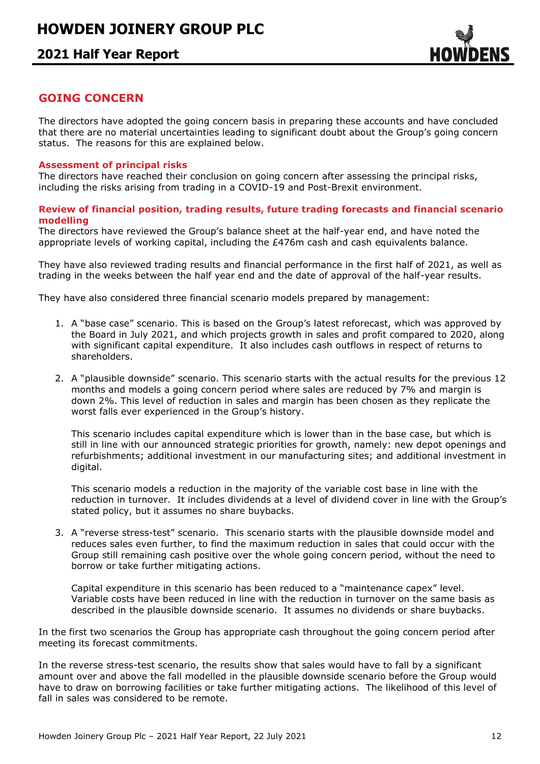## GOING CONCERN

The directors have adopted the going concern basis in preparing these accounts and have concluded that there are no material uncertainties leading to significant doubt about the Group's going concern status. The reasons for this are explained below.

### Assessment of principal risks

The directors have reached their conclusion on going concern after assessing the principal risks, including the risks arising from trading in a COVID-19 and Post-Brexit environment.

### Review of financial position, trading results, future trading forecasts and financial scenario modelling

The directors have reviewed the Group's balance sheet at the half-year end, and have noted the appropriate levels of working capital, including the £476m cash and cash equivalents balance.

They have also reviewed trading results and financial performance in the first half of 2021, as well as trading in the weeks between the half year end and the date of approval of the half-year results.

They have also considered three financial scenario models prepared by management:

1. A "base case" scenario. This is based on the Group's latest reforecast, which was approved by the Board in July 2021, and which projects growth in sales and profit compared to 2020, along with significant capital expenditure. It also includes cash outflows in respect of returns to shareholders.

2. A "plausible downside" scenario. This scenario starts with the actual results for the previous 12 months and models a going concern period where sales are reduced by 7% and margin is down 2%. This level of reduction in sales and margin has been chosen as they replicate the worst falls ever experienced in the Group's history.

   This scenario includes capital expenditure which is lower than in the base case, but which is still in line with our announced strategic priorities for growth, namely: new depot openings and refurbishments; additional investment in our manufacturing sites; and additional investment in digital.

   This scenario models a reduction in the majority of the variable cost base in line with the reduction in turnover. It includes dividends at a level of dividend cover in line with the Group's stated policy, but it assumes no share buybacks.

3. A "reverse stress-test" scenario. This scenario starts with the plausible downside model and reduces sales even further, to find the maximum reduction in sales that could occur with the Group still remaining cash positive over the whole going concern period, without the need to borrow or take further mitigating actions.

   Capital expenditure in this scenario has been reduced to a "maintenance capex" level. Variable costs have been reduced in line with the reduction in turnover on the same basis as described in the plausible downside scenario. It assumes no dividends or share buybacks.

In the first two scenarios the Group has appropriate cash throughout the going concern period after meeting its forecast commitments.

In the reverse stress-test scenario, the results show that sales would have to fall by a significant amount over and above the fall modelled in the plausible downside scenario before the Group would have to draw on borrowing facilities or take further mitigating actions. The likelihood of this level of fall in sales was considered to be remote.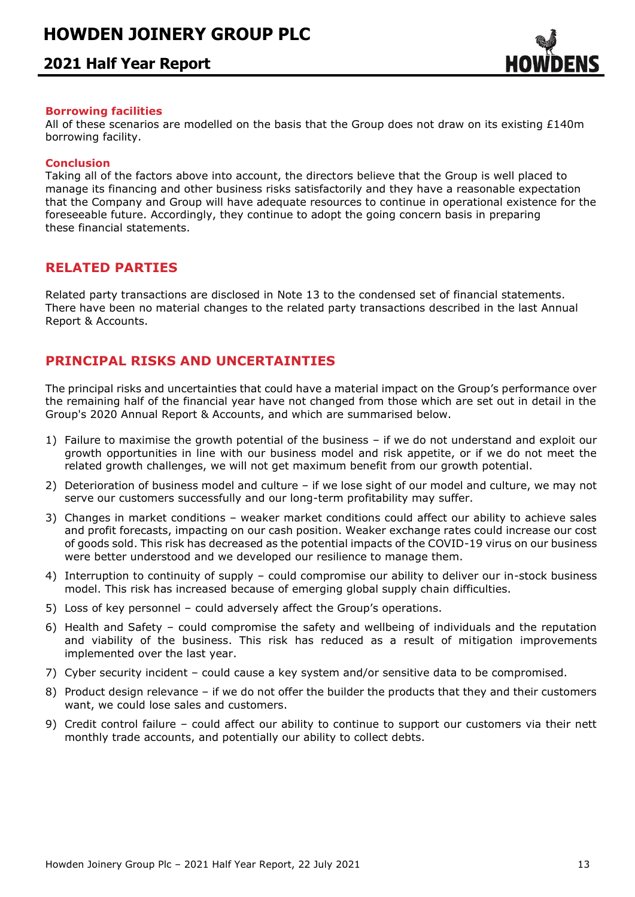### Borrowing facilities

All of these scenarios are modelled on the basis that the Group does not draw on its existing £140m borrowing facility.

### Conclusion

Taking all of the factors above into account, the directors believe that the Group is well placed to manage its financing and other business risks satisfactorily and they have a reasonable expectation that the Company and Group will have adequate resources to continue in operational existence for the foreseeable future. Accordingly, they continue to adopt the going concern basis in preparing these financial statements.

## RELATED PARTIES

Related party transactions are disclosed in Note 13 to the condensed set of financial statements. There have been no material changes to the related party transactions described in the last Annual Report & Accounts.

## PRINCIPAL RISKS AND UNCERTAINTIES

The principal risks and uncertainties that could have a material impact on the Group's performance over the remaining half of the financial year have not changed from those which are set out in detail in the Group's 2020 Annual Report & Accounts, and which are summarised below.

1) Failure to maximise the growth potential of the business – if we do not understand and exploit our growth opportunities in line with our business model and risk appetite, or if we do not meet the related growth challenges, we will not get maximum benefit from our growth potential.
2) Deterioration of business model and culture – if we lose sight of our model and culture, we may not serve our customers successfully and our long-term profitability may suffer.
3) Changes in market conditions – weaker market conditions could affect our ability to achieve sales and profit forecasts, impacting on our cash position. Weaker exchange rates could increase our cost of goods sold. This risk has decreased as the potential impacts of the COVID-19 virus on our business were better understood and we developed our resilience to manage them.
4) Interruption to continuity of supply – could compromise our ability to deliver our in-stock business model. This risk has increased because of emerging global supply chain difficulties.
5) Loss of key personnel – could adversely affect the Group's operations.
6) Health and Safety – could compromise the safety and wellbeing of individuals and the reputation and viability of the business. This risk has reduced as a result of mitigation improvements implemented over the last year.
7) Cyber security incident – could cause a key system and/or sensitive data to be compromised.
8) Product design relevance – if we do not offer the builder the products that they and their customers want, we could lose sales and customers.
9) Credit control failure – could affect our ability to continue to support our customers via their nett monthly trade accounts, and potentially our ability to collect debts.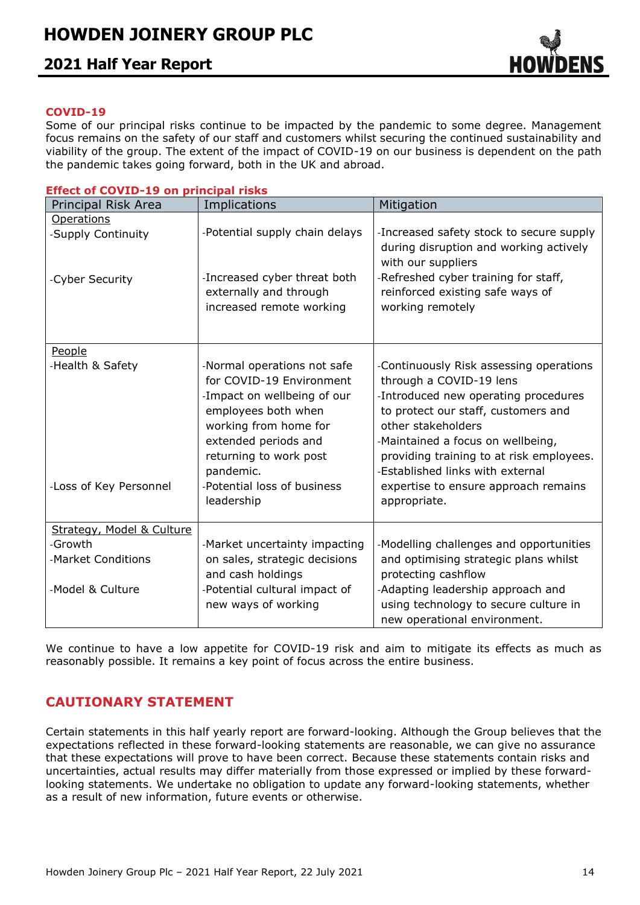## COVID-19

Some of our principal risks continue to be impacted by the pandemic to some degree. Management focus remains on the safety of our staff and customers whilst securing the continued sustainability and viability of the group. The extent of the impact of COVID-19 on our business is dependent on the path the pandemic takes going forward, both in the UK and abroad.

### Effect of COVID-19 on principal risks

| Principal Risk Area | Implications | Mitigation |
| --- | --- | --- |
| Operations<br>-Supply Continuity<br>-Cyber Security | -Potential supply chain delays<br>-Increased cyber threat both externally and through increased remote working | -Increased safety stock to secure supply during disruption and working actively with our suppliers<br>-Refreshed cyber training for staff, reinforced existing safe ways of working remotely |
| People<br>-Health & Safety<br>-Loss of Key Personnel | -Normal operations not safe for COVID-19 Environment<br>-Impact on wellbeing of our employees both when working from home for extended periods and returning to work post pandemic.<br>-Potential loss of business leadership | -Continuously Risk assessing operations through a COVID-19 lens<br>-Introduced new operating procedures to protect our staff, customers and other stakeholders<br>-Maintained a focus on wellbeing, providing training to at risk employees.<br>-Established links with external expertise to ensure approach remains appropriate. |
| Strategy, Model & Culture<br>-Growth<br>-Market Conditions<br>-Model & Culture | -Market uncertainty impacting on sales, strategic decisions and cash holdings<br>-Potential cultural impact of new ways of working | -Modelling challenges and opportunities and optimising strategic plans whilst protecting cashflow<br>-Adapting leadership approach and using technology to secure culture in new operational environment. |

We continue to have a low appetite for COVID-19 risk and aim to mitigate its effects as much as reasonably possible. It remains a key point of focus across the entire business.

## CAUTIONARY STATEMENT

Certain statements in this half yearly report are forward-looking. Although the Group believes that the expectations reflected in these forward-looking statements are reasonable, we can give no assurance that these expectations will prove to have been correct. Because these statements contain risks and uncertainties, actual results may differ materially from those expressed or implied by these forward-looking statements. We undertake no obligation to update any forward-looking statements, whether as a result of new information, future events or otherwise.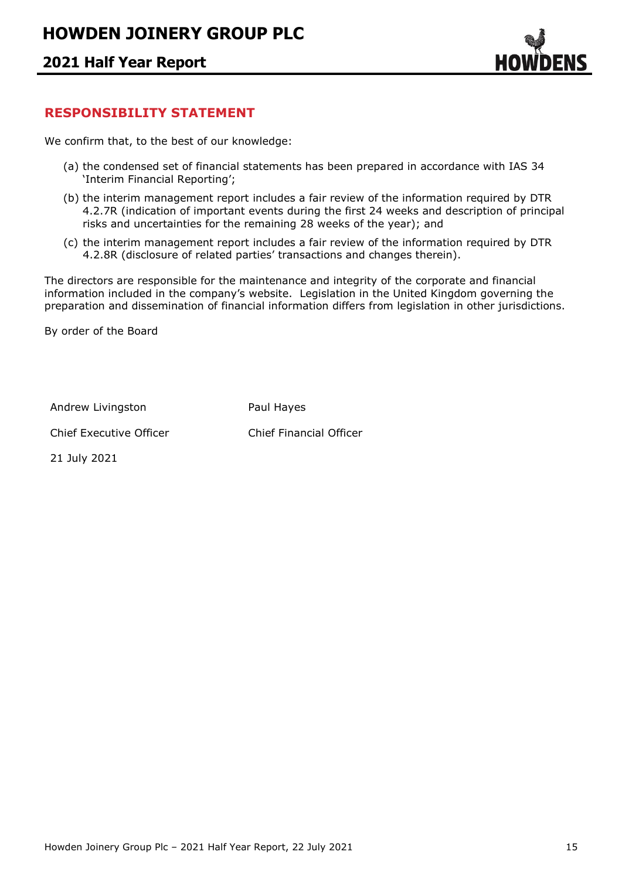## RESPONSIBILITY STATEMENT

We confirm that, to the best of our knowledge:

(a) the condensed set of financial statements has been prepared in accordance with IAS 34 'Interim Financial Reporting';

(b) the interim management report includes a fair review of the information required by DTR 4.2.7R (indication of important events during the first 24 weeks and description of principal risks and uncertainties for the remaining 28 weeks of the year); and

(c) the interim management report includes a fair review of the information required by DTR 4.2.8R (disclosure of related parties' transactions and changes therein).

The directors are responsible for the maintenance and integrity of the corporate and financial information included in the company's website. Legislation in the United Kingdom governing the preparation and dissemination of financial information differs from legislation in other jurisdictions.

By order of the Board

| | |
|---|---|
| Andrew Livingston | Paul Hayes |
| Chief Executive Officer | Chief Financial Officer |
| 21 July 2021 | |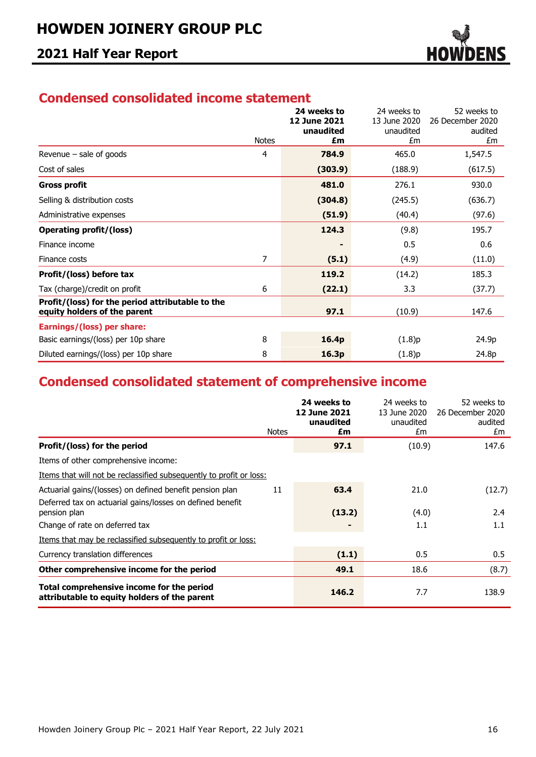## Condensed consolidated income statement

| | Notes | 24 weeks to 12 June 2021 unaudited £m | 24 weeks to 13 June 2020 unaudited £m | 52 weeks to 26 December 2020 audited £m |
|---|---|---|---|---|
| Revenue – sale of goods | 4 | **784.9** | 465.0 | 1,547.5 |
| Cost of sales | | **(303.9)** | (188.9) | (617.5) |
| **Gross profit** | | **481.0** | 276.1 | 930.0 |
| Selling & distribution costs | | **(304.8)** | (245.5) | (636.7) |
| Administrative expenses | | **(51.9)** | (40.4) | (97.6) |
| **Operating profit/(loss)** | | **124.3** | (9.8) | 195.7 |
| Finance income | | **-** | 0.5 | 0.6 |
| Finance costs | 7 | **(5.1)** | (4.9) | (11.0) |
| **Profit/(loss) before tax** | | **119.2** | (14.2) | 185.3 |
| Tax (charge)/credit on profit | 6 | **(22.1)** | 3.3 | (37.7) |
| **Profit/(loss) for the period attributable to the equity holders of the parent** | | **97.1** | (10.9) | 147.6 |
| **Earnings/(loss) per share:** | | | | |
| Basic earnings/(loss) per 10p share | 8 | **16.4p** | (1.8)p | 24.9p |
| Diluted earnings/(loss) per 10p share | 8 | **16.3p** | (1.8)p | 24.8p |

## Condensed consolidated statement of comprehensive income

| | Notes | 24 weeks to 12 June 2021 unaudited £m | 24 weeks to 13 June 2020 unaudited £m | 52 weeks to 26 December 2020 audited £m |
|---|---|---|---|---|
| **Profit/(loss) for the period** | | **97.1** | (10.9) | 147.6 |
| Items of other comprehensive income: | | | | |
| Items that will not be reclassified subsequently to profit or loss: | | | | |
| Actuarial gains/(losses) on defined benefit pension plan | 11 | **63.4** | 21.0 | (12.7) |
| Deferred tax on actuarial gains/losses on defined benefit pension plan | | **(13.2)** | (4.0) | 2.4 |
| Change of rate on deferred tax | | **-** | 1.1 | 1.1 |
| Items that may be reclassified subsequently to profit or loss: | | | | |
| Currency translation differences | | **(1.1)** | 0.5 | 0.5 |
| **Other comprehensive income for the period** | | **49.1** | 18.6 | (8.7) |
| **Total comprehensive income for the period attributable to equity holders of the parent** | | **146.2** | 7.7 | 138.9 |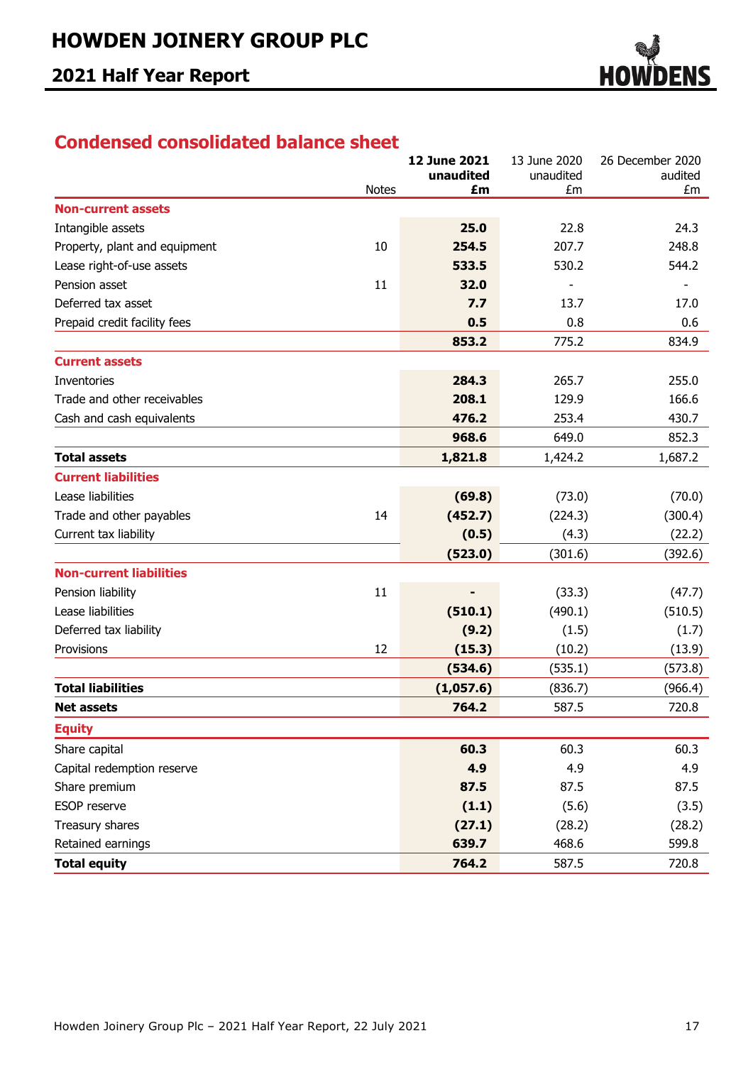## Condensed consolidated balance sheet

| | Notes | 12 June 2021 unaudited £m | 13 June 2020 unaudited £m | 26 December 2020 audited £m |
|---|---|---|---|---|
| **Non-current assets** | | | | |
| Intangible assets | | **25.0** | 22.8 | 24.3 |
| Property, plant and equipment | 10 | **254.5** | 207.7 | 248.8 |
| Lease right-of-use assets | | **533.5** | 530.2 | 544.2 |
| Pension asset | 11 | **32.0** | - | - |
| Deferred tax asset | | **7.7** | 13.7 | 17.0 |
| Prepaid credit facility fees | | **0.5** | 0.8 | 0.6 |
| | | **853.2** | 775.2 | 834.9 |
| **Current assets** | | | | |
| Inventories | | **284.3** | 265.7 | 255.0 |
| Trade and other receivables | | **208.1** | 129.9 | 166.6 |
| Cash and cash equivalents | | **476.2** | 253.4 | 430.7 |
| | | **968.6** | 649.0 | 852.3 |
| **Total assets** | | **1,821.8** | 1,424.2 | 1,687.2 |
| **Current liabilities** | | | | |
| Lease liabilities | | **(69.8)** | (73.0) | (70.0) |
| Trade and other payables | 14 | **(452.7)** | (224.3) | (300.4) |
| Current tax liability | | **(0.5)** | (4.3) | (22.2) |
| | | **(523.0)** | (301.6) | (392.6) |
| **Non-current liabilities** | | | | |
| Pension liability | 11 | **-** | (33.3) | (47.7) |
| Lease liabilities | | **(510.1)** | (490.1) | (510.5) |
| Deferred tax liability | | **(9.2)** | (1.5) | (1.7) |
| Provisions | 12 | **(15.3)** | (10.2) | (13.9) |
| | | **(534.6)** | (535.1) | (573.8) |
| **Total liabilities** | | **(1,057.6)** | (836.7) | (966.4) |
| **Net assets** | | **764.2** | 587.5 | 720.8 |
| **Equity** | | | | |
| Share capital | | **60.3** | 60.3 | 60.3 |
| Capital redemption reserve | | **4.9** | 4.9 | 4.9 |
| Share premium | | **87.5** | 87.5 | 87.5 |
| ESOP reserve | | **(1.1)** | (5.6) | (3.5) |
| Treasury shares | | **(27.1)** | (28.2) | (28.2) |
| Retained earnings | | **639.7** | 468.6 | 599.8 |
| **Total equity** | | **764.2** | 587.5 | 720.8 |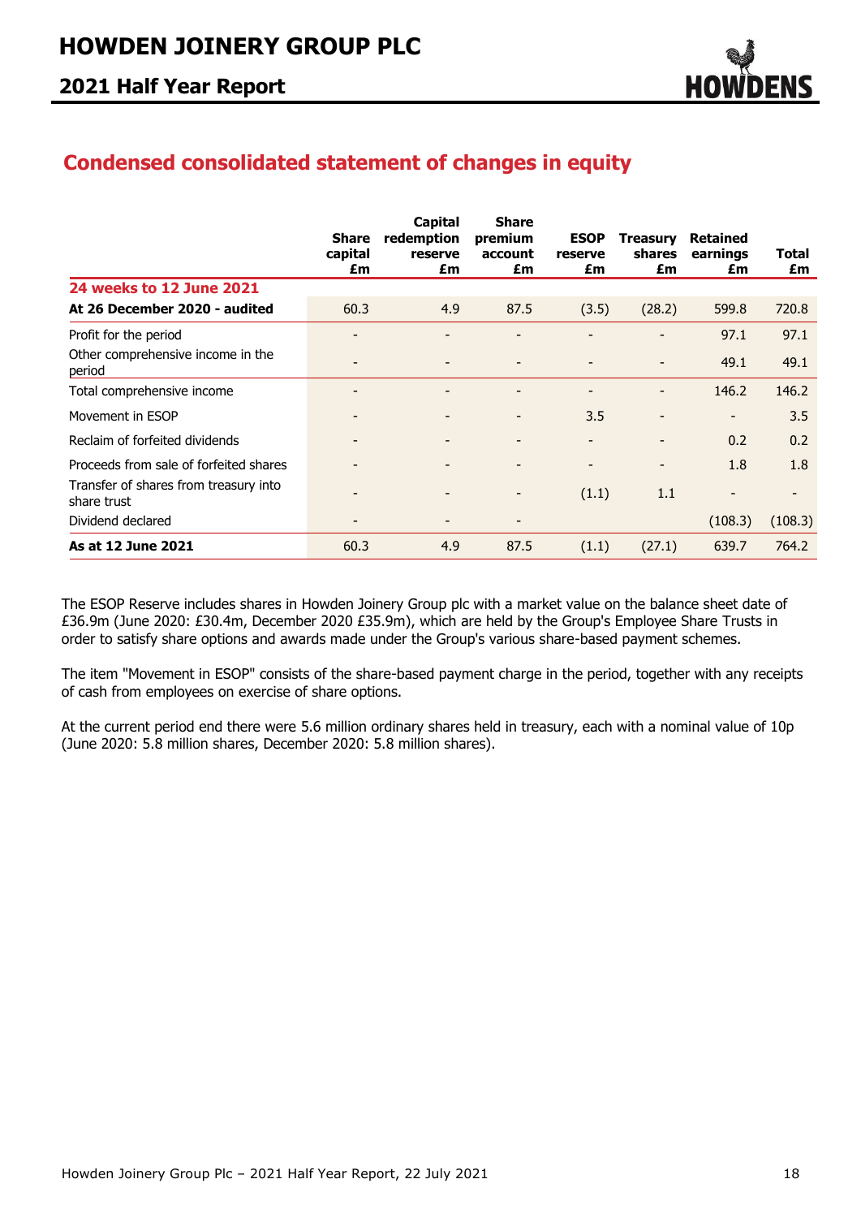## Condensed consolidated statement of changes in equity

| | Share capital £m | Capital redemption reserve £m | Share premium account £m | ESOP reserve £m | Treasury shares £m | Retained earnings £m | Total £m |
|---|---|---|---|---|---|---|---|
| **24 weeks to 12 June 2021** | | | | | | | |
| **At 26 December 2020 - audited** | 60.3 | 4.9 | 87.5 | (3.5) | (28.2) | 599.8 | 720.8 |
| Profit for the period | - | - | - | - | - | 97.1 | 97.1 |
| Other comprehensive income in the period | - | - | - | - | - | 49.1 | 49.1 |
| Total comprehensive income | - | - | - | - | - | 146.2 | 146.2 |
| Movement in ESOP | - | - | - | 3.5 | - | - | 3.5 |
| Reclaim of forfeited dividends | - | - | - | - | - | 0.2 | 0.2 |
| Proceeds from sale of forfeited shares | - | - | - | - | - | 1.8 | 1.8 |
| Transfer of shares from treasury into share trust | - | - | - | (1.1) | 1.1 | - | - |
| Dividend declared | - | - | - | | | (108.3) | (108.3) |
| **As at 12 June 2021** | 60.3 | 4.9 | 87.5 | (1.1) | (27.1) | 639.7 | 764.2 |

The ESOP Reserve includes shares in Howden Joinery Group plc with a market value on the balance sheet date of £36.9m (June 2020: £30.4m, December 2020 £35.9m), which are held by the Group's Employee Share Trusts in order to satisfy share options and awards made under the Group's various share-based payment schemes.

The item "Movement in ESOP" consists of the share-based payment charge in the period, together with any receipts of cash from employees on exercise of share options.

At the current period end there were 5.6 million ordinary shares held in treasury, each with a nominal value of 10p (June 2020: 5.8 million shares, December 2020: 5.8 million shares).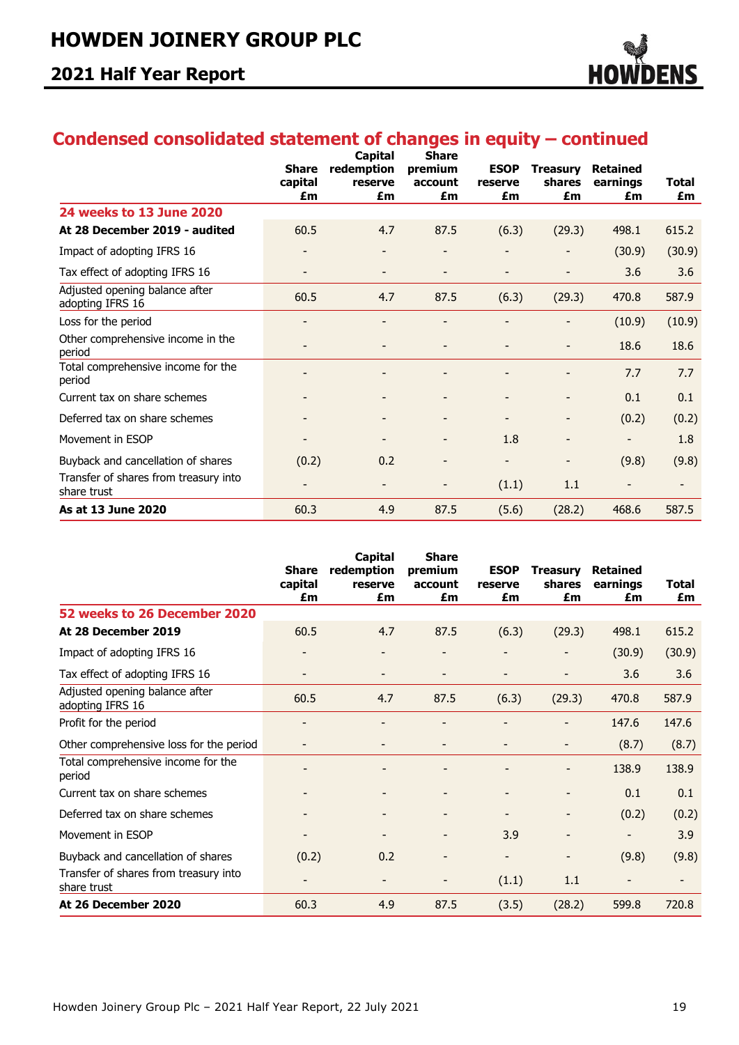## Condensed consolidated statement of changes in equity – continued

| | Share capital £m | Capital redemption reserve £m | Share premium account £m | ESOP reserve £m | Treasury shares £m | Retained earnings £m | Total £m |
|---|---|---|---|---|---|---|---|
| **24 weeks to 13 June 2020** | | | | | | | |
| **At 28 December 2019 - audited** | 60.5 | 4.7 | 87.5 | (6.3) | (29.3) | 498.1 | 615.2 |
| Impact of adopting IFRS 16 | - | - | - | - | - | (30.9) | (30.9) |
| Tax effect of adopting IFRS 16 | - | - | - | - | - | 3.6 | 3.6 |
| Adjusted opening balance after adopting IFRS 16 | 60.5 | 4.7 | 87.5 | (6.3) | (29.3) | 470.8 | 587.9 |
| Loss for the period | - | - | - | - | - | (10.9) | (10.9) |
| Other comprehensive income in the period | - | - | - | - | - | 18.6 | 18.6 |
| Total comprehensive income for the period | - | - | - | - | - | 7.7 | 7.7 |
| Current tax on share schemes | - | - | - | - | - | 0.1 | 0.1 |
| Deferred tax on share schemes | - | - | - | - | - | (0.2) | (0.2) |
| Movement in ESOP | - | - | - | 1.8 | - | - | 1.8 |
| Buyback and cancellation of shares | (0.2) | 0.2 | - | - | - | (9.8) | (9.8) |
| Transfer of shares from treasury into share trust | - | - | - | (1.1) | 1.1 | - | - |
| **As at 13 June 2020** | 60.3 | 4.9 | 87.5 | (5.6) | (28.2) | 468.6 | 587.5 |

| | Share capital £m | Capital redemption reserve £m | Share premium account £m | ESOP reserve £m | Treasury shares £m | Retained earnings £m | Total £m |
|---|---|---|---|---|---|---|---|
| **52 weeks to 26 December 2020** | | | | | | | |
| **At 28 December 2019** | 60.5 | 4.7 | 87.5 | (6.3) | (29.3) | 498.1 | 615.2 |
| Impact of adopting IFRS 16 | - | - | - | - | - | (30.9) | (30.9) |
| Tax effect of adopting IFRS 16 | - | - | - | - | - | 3.6 | 3.6 |
| Adjusted opening balance after adopting IFRS 16 | 60.5 | 4.7 | 87.5 | (6.3) | (29.3) | 470.8 | 587.9 |
| Profit for the period | - | - | - | - | - | 147.6 | 147.6 |
| Other comprehensive loss for the period | - | - | - | - | - | (8.7) | (8.7) |
| Total comprehensive income for the period | - | - | - | - | - | 138.9 | 138.9 |
| Current tax on share schemes | - | - | - | - | - | 0.1 | 0.1 |
| Deferred tax on share schemes | - | - | - | - | - | (0.2) | (0.2) |
| Movement in ESOP | - | - | - | 3.9 | - | - | 3.9 |
| Buyback and cancellation of shares | (0.2) | 0.2 | - | - | - | (9.8) | (9.8) |
| Transfer of shares from treasury into share trust | - | - | - | (1.1) | 1.1 | - | - |
| **At 26 December 2020** | 60.3 | 4.9 | 87.5 | (3.5) | (28.2) | 599.8 | 720.8 |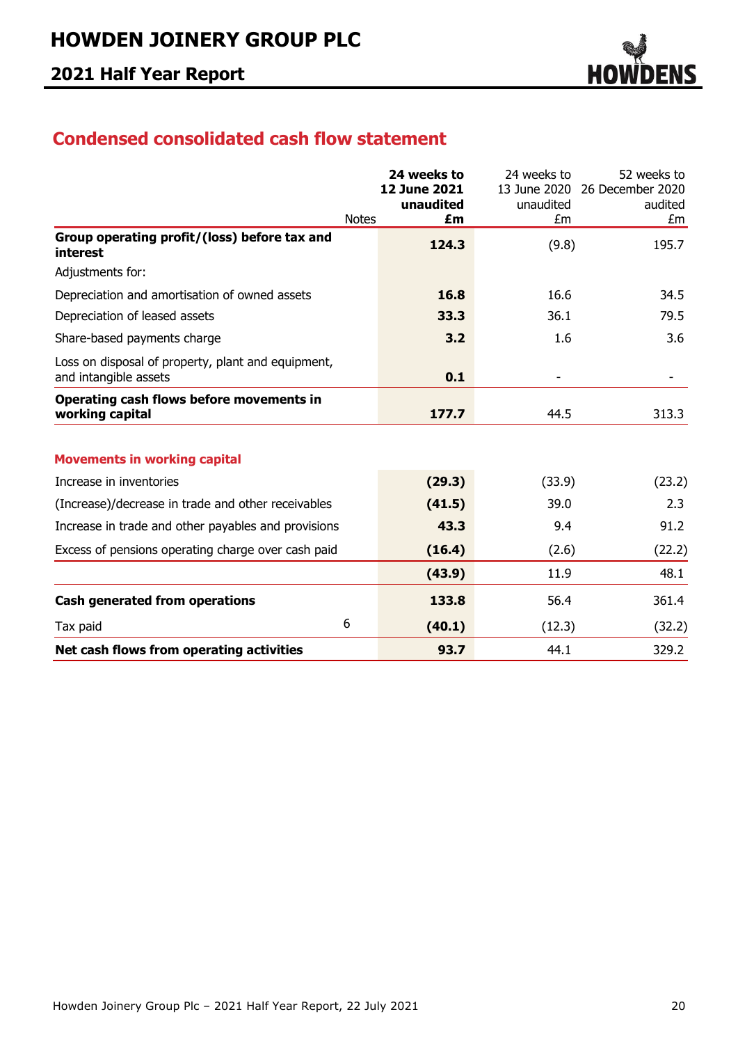## Condensed consolidated cash flow statement

| | Notes | **24 weeks to 12 June 2021 unaudited £m** | 24 weeks to 13 June 2020 unaudited £m | 52 weeks to 26 December 2020 audited £m |
|---|---|---|---|---|
| **Group operating profit/(loss) before tax and interest** | | **124.3** | (9.8) | 195.7 |
| Adjustments for: | | | | |
| Depreciation and amortisation of owned assets | | **16.8** | 16.6 | 34.5 |
| Depreciation of leased assets | | **33.3** | 36.1 | 79.5 |
| Share-based payments charge | | **3.2** | 1.6 | 3.6 |
| Loss on disposal of property, plant and equipment, and intangible assets | | **0.1** | - | - |
| **Operating cash flows before movements in working capital** | | **177.7** | 44.5 | 313.3 |
| | | | | |
| **Movements in working capital** | | | | |
| Increase in inventories | | **(29.3)** | (33.9) | (23.2) |
| (Increase)/decrease in trade and other receivables | | **(41.5)** | 39.0 | 2.3 |
| Increase in trade and other payables and provisions | | **43.3** | 9.4 | 91.2 |
| Excess of pensions operating charge over cash paid | | **(16.4)** | (2.6) | (22.2) |
| | | **(43.9)** | 11.9 | 48.1 |
| **Cash generated from operations** | | **133.8** | 56.4 | 361.4 |
| Tax paid | 6 | **(40.1)** | (12.3) | (32.2) |
| **Net cash flows from operating activities** | | **93.7** | 44.1 | 329.2 |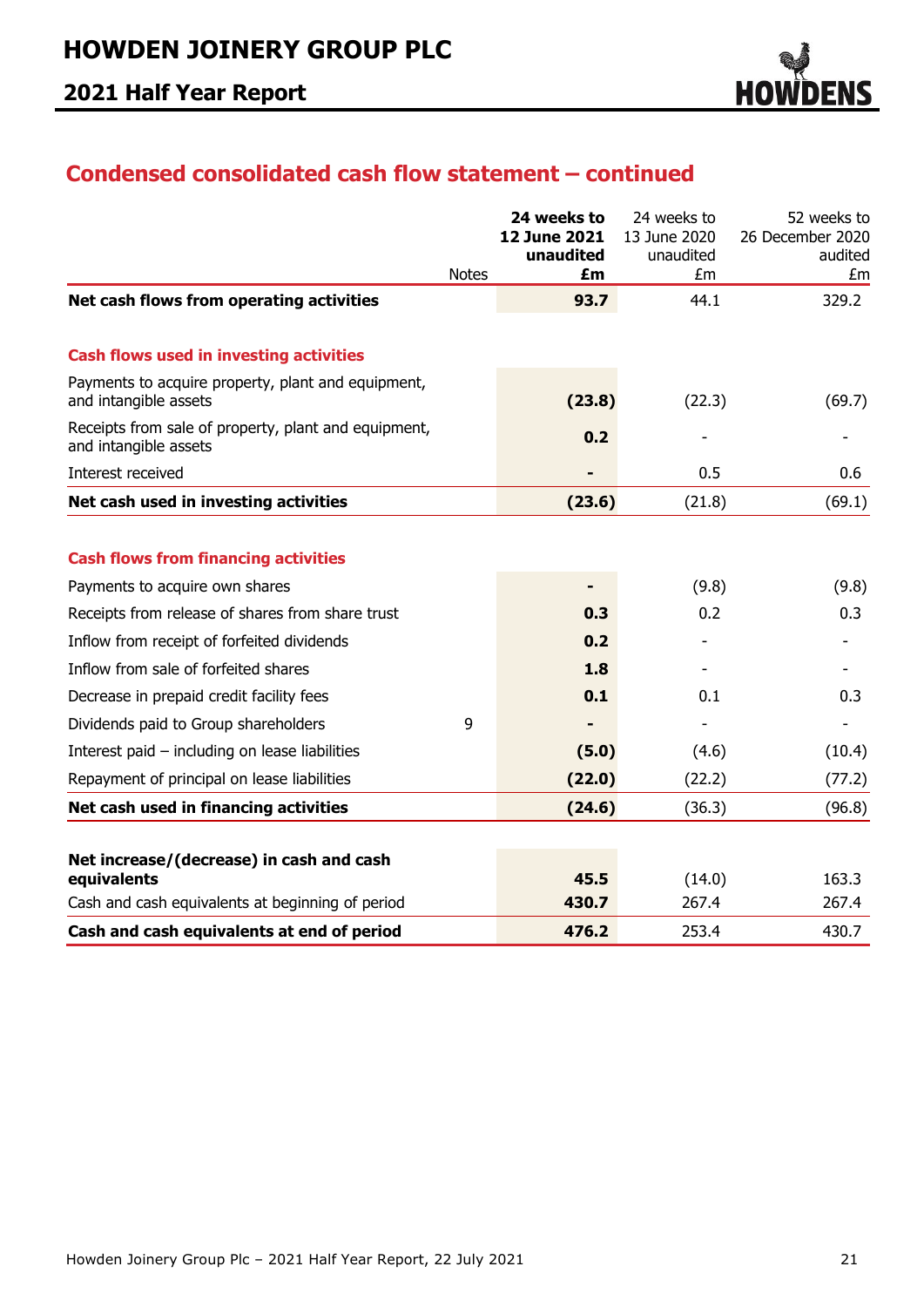## Condensed consolidated cash flow statement – continued

| | Notes | 24 weeks to 12 June 2021 unaudited £m | 24 weeks to 13 June 2020 unaudited £m | 52 weeks to 26 December 2020 audited £m |
|---|---|---|---|---|
| **Net cash flows from operating activities** | | **93.7** | 44.1 | 329.2 |
| | | | | |
| **Cash flows used in investing activities** | | | | |
| Payments to acquire property, plant and equipment, and intangible assets | | **(23.8)** | (22.3) | (69.7) |
| Receipts from sale of property, plant and equipment, and intangible assets | | **0.2** | - | - |
| Interest received | | **-** | 0.5 | 0.6 |
| **Net cash used in investing activities** | | **(23.6)** | (21.8) | (69.1) |
| | | | | |
| **Cash flows from financing activities** | | | | |
| Payments to acquire own shares | | **-** | (9.8) | (9.8) |
| Receipts from release of shares from share trust | | **0.3** | 0.2 | 0.3 |
| Inflow from receipt of forfeited dividends | | **0.2** | - | - |
| Inflow from sale of forfeited shares | | **1.8** | - | - |
| Decrease in prepaid credit facility fees | | **0.1** | 0.1 | 0.3 |
| Dividends paid to Group shareholders | 9 | **-** | - | - |
| Interest paid – including on lease liabilities | | **(5.0)** | (4.6) | (10.4) |
| Repayment of principal on lease liabilities | | **(22.0)** | (22.2) | (77.2) |
| **Net cash used in financing activities** | | **(24.6)** | (36.3) | (96.8) |
| | | | | |
| **Net increase/(decrease) in cash and cash equivalents** | | **45.5** | (14.0) | 163.3 |
| Cash and cash equivalents at beginning of period | | **430.7** | 267.4 | 267.4 |
| **Cash and cash equivalents at end of period** | | **476.2** | 253.4 | 430.7 |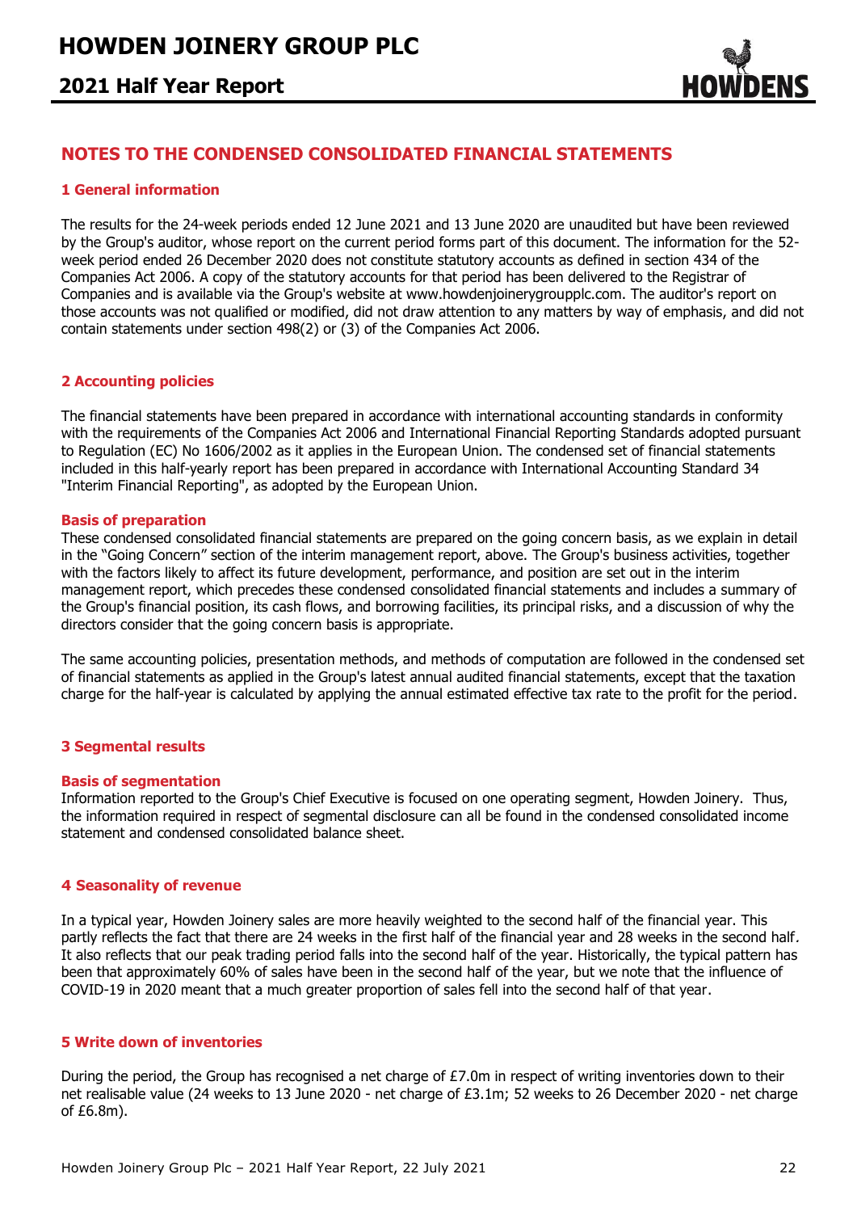## NOTES TO THE CONDENSED CONSOLIDATED FINANCIAL STATEMENTS

### 1 General information

The results for the 24-week periods ended 12 June 2021 and 13 June 2020 are unaudited but have been reviewed by the Group's auditor, whose report on the current period forms part of this document. The information for the 52-week period ended 26 December 2020 does not constitute statutory accounts as defined in section 434 of the Companies Act 2006. A copy of the statutory accounts for that period has been delivered to the Registrar of Companies and is available via the Group's website at www.howdenjoinerygroupplc.com. The auditor's report on those accounts was not qualified or modified, did not draw attention to any matters by way of emphasis, and did not contain statements under section 498(2) or (3) of the Companies Act 2006.

### 2 Accounting policies

The financial statements have been prepared in accordance with international accounting standards in conformity with the requirements of the Companies Act 2006 and International Financial Reporting Standards adopted pursuant to Regulation (EC) No 1606/2002 as it applies in the European Union. The condensed set of financial statements included in this half-yearly report has been prepared in accordance with International Accounting Standard 34 "Interim Financial Reporting", as adopted by the European Union.

#### Basis of preparation

These condensed consolidated financial statements are prepared on the going concern basis, as we explain in detail in the "Going Concern" section of the interim management report, above. The Group's business activities, together with the factors likely to affect its future development, performance, and position are set out in the interim management report, which precedes these condensed consolidated financial statements and includes a summary of the Group's financial position, its cash flows, and borrowing facilities, its principal risks, and a discussion of why the directors consider that the going concern basis is appropriate.

The same accounting policies, presentation methods, and methods of computation are followed in the condensed set of financial statements as applied in the Group's latest annual audited financial statements, except that the taxation charge for the half-year is calculated by applying the annual estimated effective tax rate to the profit for the period.

### 3 Segmental results

#### Basis of segmentation

Information reported to the Group's Chief Executive is focused on one operating segment, Howden Joinery. Thus, the information required in respect of segmental disclosure can all be found in the condensed consolidated income statement and condensed consolidated balance sheet.

### 4 Seasonality of revenue

In a typical year, Howden Joinery sales are more heavily weighted to the second half of the financial year. This partly reflects the fact that there are 24 weeks in the first half of the financial year and 28 weeks in the second half. It also reflects that our peak trading period falls into the second half of the year. Historically, the typical pattern has been that approximately 60% of sales have been in the second half of the year, but we note that the influence of COVID-19 in 2020 meant that a much greater proportion of sales fell into the second half of that year.

### 5 Write down of inventories

During the period, the Group has recognised a net charge of £7.0m in respect of writing inventories down to their net realisable value (24 weeks to 13 June 2020 - net charge of £3.1m; 52 weeks to 26 December 2020 - net charge of £6.8m).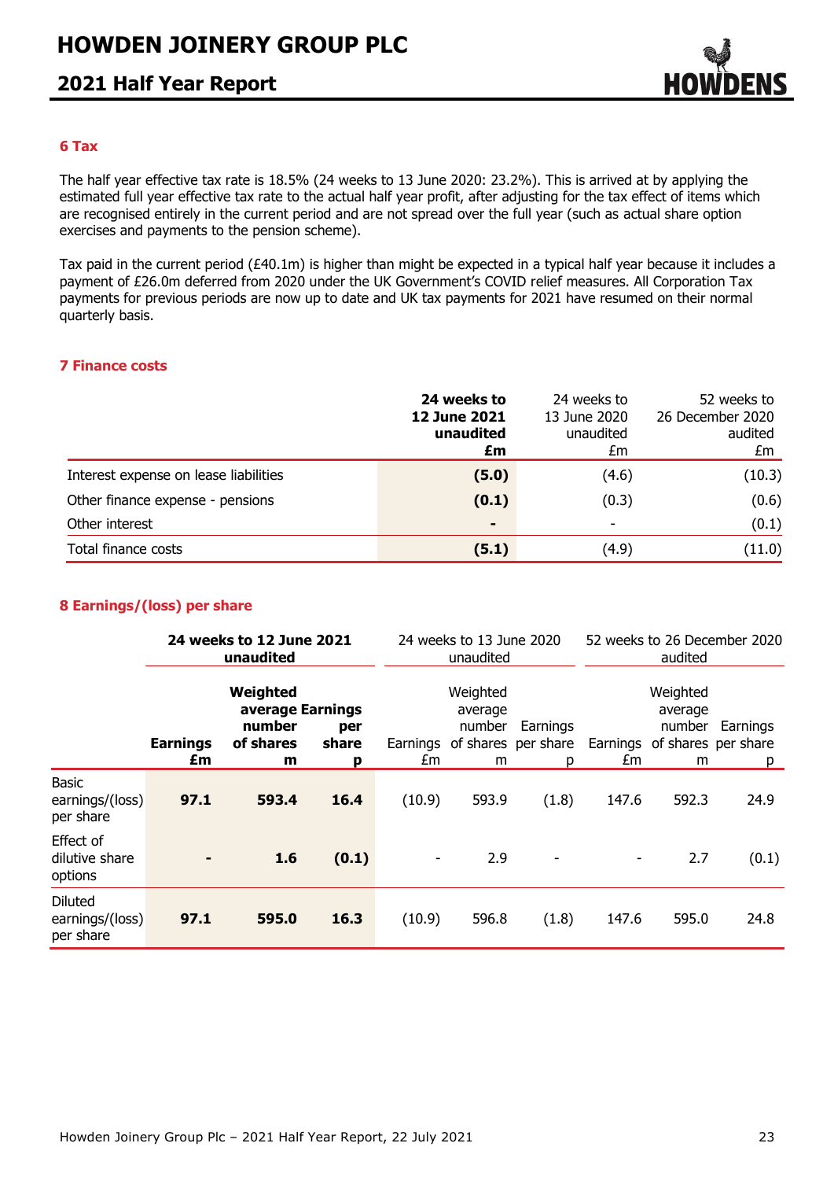## 6 Tax

The half year effective tax rate is 18.5% (24 weeks to 13 June 2020: 23.2%). This is arrived at by applying the estimated full year effective tax rate to the actual half year profit, after adjusting for the tax effect of items which are recognised entirely in the current period and are not spread over the full year (such as actual share option exercises and payments to the pension scheme).

Tax paid in the current period (£40.1m) is higher than might be expected in a typical half year because it includes a payment of £26.0m deferred from 2020 under the UK Government's COVID relief measures. All Corporation Tax payments for previous periods are now up to date and UK tax payments for 2021 have resumed on their normal quarterly basis.

## 7 Finance costs

| | **24 weeks to 12 June 2021 unaudited £m** | 24 weeks to 13 June 2020 unaudited £m | 52 weeks to 26 December 2020 audited £m |
|---|---|---|---|
| Interest expense on lease liabilities | **(5.0)** | (4.6) | (10.3) |
| Other finance expense - pensions | **(0.1)** | (0.3) | (0.6) |
| Other interest | **-** | - | (0.1) |
| Total finance costs | **(5.1)** | (4.9) | (11.0) |

## 8 Earnings/(loss) per share

| | **24 weeks to 12 June 2021 unaudited** | | | 24 weeks to 13 June 2020 unaudited | | | 52 weeks to 26 December 2020 audited | | |
|---|---|---|---|---|---|---|---|---|---|
| | **Earnings £m** | **Weighted average number of shares m** | **Earnings per share p** | Earnings £m | Weighted average number of shares m | Earnings per share p | Earnings £m | Weighted average number of shares m | Earnings per share p |
| Basic earnings/(loss) per share | **97.1** | **593.4** | **16.4** | (10.9) | 593.9 | (1.8) | 147.6 | 592.3 | 24.9 |
| Effect of dilutive share options | **-** | **1.6** | **(0.1)** | - | 2.9 | - | - | 2.7 | (0.1) |
| Diluted earnings/(loss) per share | **97.1** | **595.0** | **16.3** | (10.9) | 596.8 | (1.8) | 147.6 | 595.0 | 24.8 |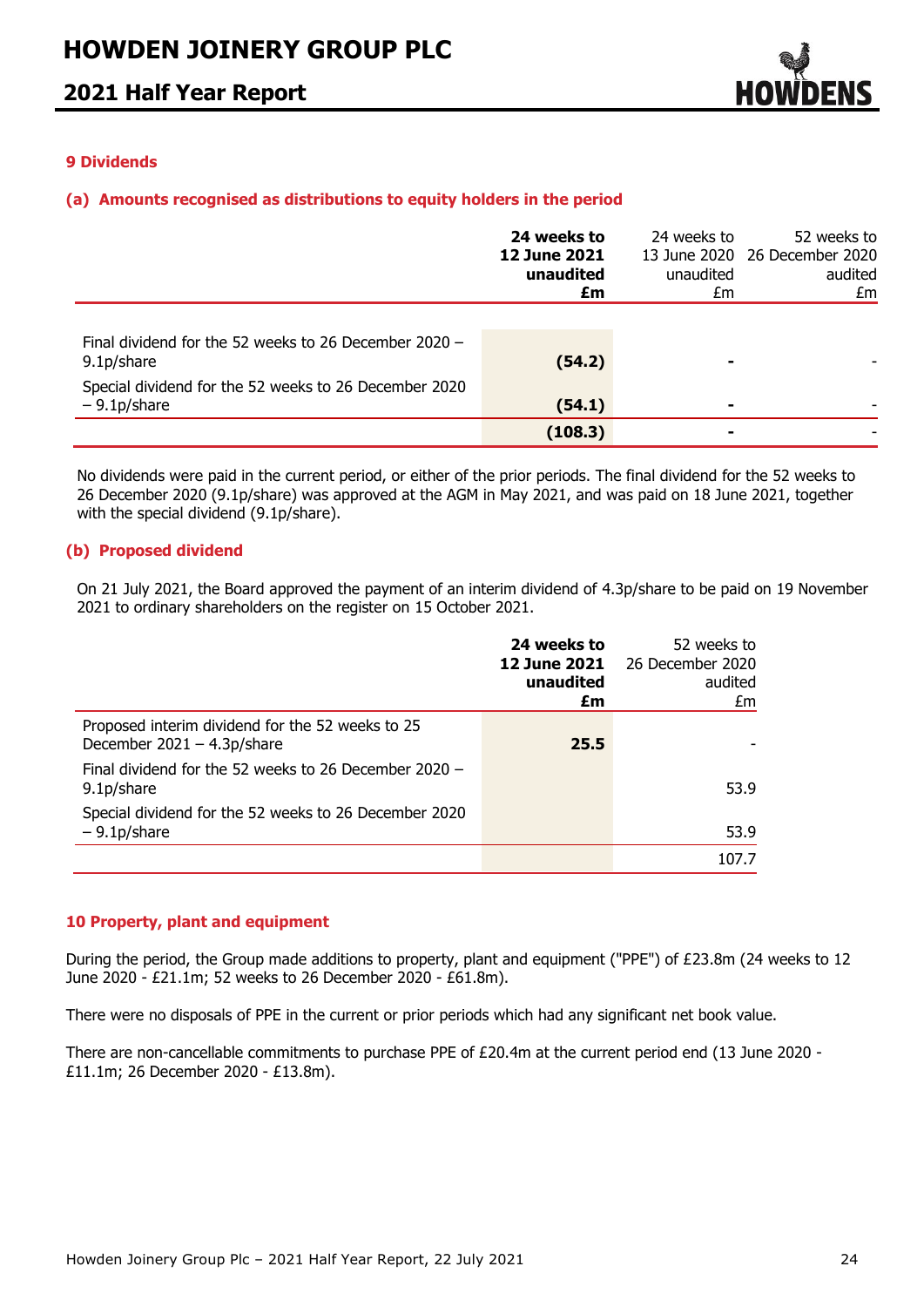## 9 Dividends

### (a) Amounts recognised as distributions to equity holders in the period

| | **24 weeks to 12 June 2021 unaudited £m** | 24 weeks to 13 June 2020 unaudited £m | 52 weeks to 26 December 2020 audited £m |
|---|---|---|---|
| Final dividend for the 52 weeks to 26 December 2020 – 9.1p/share | **(54.2)** | - | - |
| Special dividend for the 52 weeks to 26 December 2020 – 9.1p/share | **(54.1)** | - | - |
| | **(108.3)** | - | - |

No dividends were paid in the current period, or either of the prior periods. The final dividend for the 52 weeks to 26 December 2020 (9.1p/share) was approved at the AGM in May 2021, and was paid on 18 June 2021, together with the special dividend (9.1p/share).

### (b) Proposed dividend

On 21 July 2021, the Board approved the payment of an interim dividend of 4.3p/share to be paid on 19 November 2021 to ordinary shareholders on the register on 15 October 2021.

| | **24 weeks to 12 June 2021 unaudited £m** | 52 weeks to 26 December 2020 audited £m |
|---|---|---|
| Proposed interim dividend for the 52 weeks to 25 December 2021 – 4.3p/share | **25.5** | - |
| Final dividend for the 52 weeks to 26 December 2020 – 9.1p/share | | 53.9 |
| Special dividend for the 52 weeks to 26 December 2020 – 9.1p/share | | 53.9 |
| | | 107.7 |

## 10 Property, plant and equipment

During the period, the Group made additions to property, plant and equipment ("PPE") of £23.8m (24 weeks to 12 June 2020 - £21.1m; 52 weeks to 26 December 2020 - £61.8m).

There were no disposals of PPE in the current or prior periods which had any significant net book value.

There are non-cancellable commitments to purchase PPE of £20.4m at the current period end (13 June 2020 - £11.1m; 26 December 2020 - £13.8m).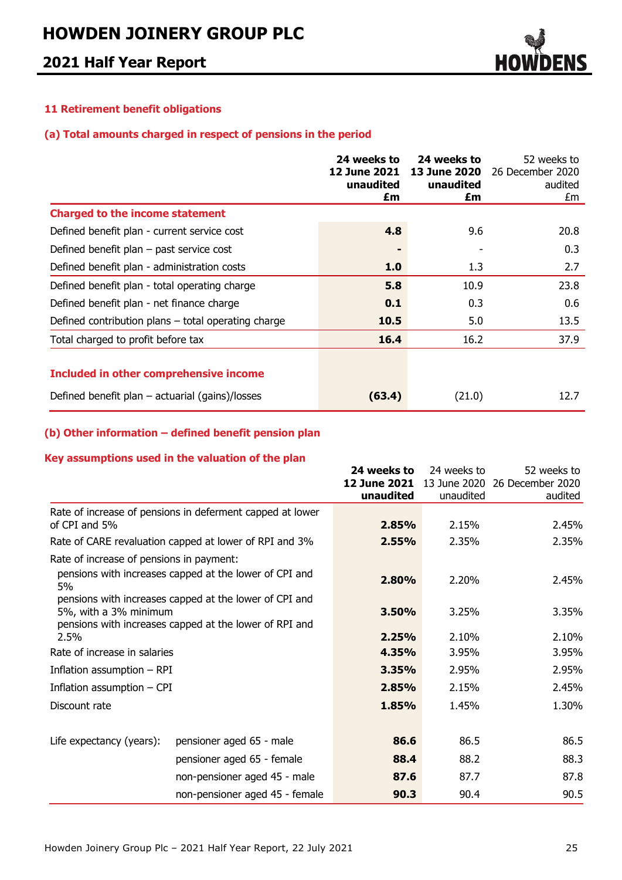### 11 Retirement benefit obligations

#### (a) Total amounts charged in respect of pensions in the period

| | **24 weeks to 12 June 2021 unaudited £m** | **24 weeks to 13 June 2020 unaudited £m** | 52 weeks to 26 December 2020 audited £m |
|---|---|---|---|
| **Charged to the income statement** | | | |
| Defined benefit plan - current service cost | **4.8** | 9.6 | 20.8 |
| Defined benefit plan – past service cost | **-** | - | 0.3 |
| Defined benefit plan - administration costs | **1.0** | 1.3 | 2.7 |
| Defined benefit plan - total operating charge | **5.8** | 10.9 | 23.8 |
| Defined benefit plan - net finance charge | **0.1** | 0.3 | 0.6 |
| Defined contribution plans – total operating charge | **10.5** | 5.0 | 13.5 |
| Total charged to profit before tax | **16.4** | 16.2 | 37.9 |
| | | | |
| **Included in other comprehensive income** | | | |
| Defined benefit plan – actuarial (gains)/losses | **(63.4)** | (21.0) | 12.7 |

#### (b) Other information – defined benefit pension plan

**Key assumptions used in the valuation of the plan**

| | | **24 weeks to 12 June 2021 unaudited** | 24 weeks to 13 June 2020 unaudited | 52 weeks to 26 December 2020 audited |
|---|---|---|---|---|
| Rate of increase of pensions in deferment capped at lower of CPI and 5% | | **2.85%** | 2.15% | 2.45% |
| Rate of CARE revaluation capped at lower of RPI and 3% | | **2.55%** | 2.35% | 2.35% |
| Rate of increase of pensions in payment: | | | | |
| pensions with increases capped at the lower of CPI and 5% | | **2.80%** | 2.20% | 2.45% |
| pensions with increases capped at the lower of CPI and 5%, with a 3% minimum | | **3.50%** | 3.25% | 3.35% |
| pensions with increases capped at the lower of RPI and 2.5% | | **2.25%** | 2.10% | 2.10% |
| Rate of increase in salaries | | **4.35%** | 3.95% | 3.95% |
| Inflation assumption – RPI | | **3.35%** | 2.95% | 2.95% |
| Inflation assumption – CPI | | **2.85%** | 2.15% | 2.45% |
| Discount rate | | **1.85%** | 1.45% | 1.30% |
| | | | | |
| Life expectancy (years): | pensioner aged 65 - male | **86.6** | 86.5 | 86.5 |
| | pensioner aged 65 - female | **88.4** | 88.2 | 88.3 |
| | non-pensioner aged 45 - male | **87.6** | 87.7 | 87.8 |
| | non-pensioner aged 45 - female | **90.3** | 90.4 | 90.5 |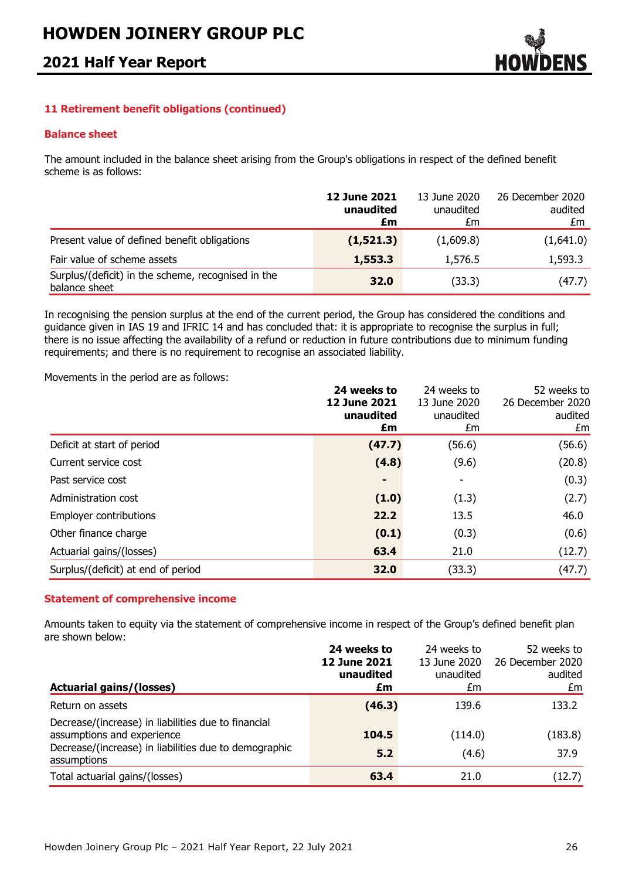## 11 Retirement benefit obligations (continued)

### Balance sheet

The amount included in the balance sheet arising from the Group's obligations in respect of the defined benefit scheme is as follows:

| | **12 June 2021 unaudited £m** | 13 June 2020 unaudited £m | 26 December 2020 audited £m |
|---|---|---|---|
| Present value of defined benefit obligations | **(1,521.3)** | (1,609.8) | (1,641.0) |
| Fair value of scheme assets | **1,553.3** | 1,576.5 | 1,593.3 |
| Surplus/(deficit) in the scheme, recognised in the balance sheet | **32.0** | (33.3) | (47.7) |

In recognising the pension surplus at the end of the current period, the Group has considered the conditions and guidance given in IAS 19 and IFRIC 14 and has concluded that: it is appropriate to recognise the surplus in full; there is no issue affecting the availability of a refund or reduction in future contributions due to minimum funding requirements; and there is no requirement to recognise an associated liability.

Movements in the period are as follows:

| | **24 weeks to 12 June 2021 unaudited £m** | 24 weeks to 13 June 2020 unaudited £m | 52 weeks to 26 December 2020 audited £m |
|---|---|---|---|
| Deficit at start of period | **(47.7)** | (56.6) | (56.6) |
| Current service cost | **(4.8)** | (9.6) | (20.8) |
| Past service cost | **-** | - | (0.3) |
| Administration cost | **(1.0)** | (1.3) | (2.7) |
| Employer contributions | **22.2** | 13.5 | 46.0 |
| Other finance charge | **(0.1)** | (0.3) | (0.6) |
| Actuarial gains/(losses) | **63.4** | 21.0 | (12.7) |
| Surplus/(deficit) at end of period | **32.0** | (33.3) | (47.7) |

### Statement of comprehensive income

Amounts taken to equity via the statement of comprehensive income in respect of the Group's defined benefit plan are shown below:

| **Actuarial gains/(losses)** | **24 weeks to 12 June 2021 unaudited £m** | 24 weeks to 13 June 2020 unaudited £m | 52 weeks to 26 December 2020 audited £m |
|---|---|---|---|
| Return on assets | **(46.3)** | 139.6 | 133.2 |
| Decrease/(increase) in liabilities due to financial assumptions and experience | **104.5** | (114.0) | (183.8) |
| Decrease/(increase) in liabilities due to demographic assumptions | **5.2** | (4.6) | 37.9 |
| Total actuarial gains/(losses) | **63.4** | 21.0 | (12.7) |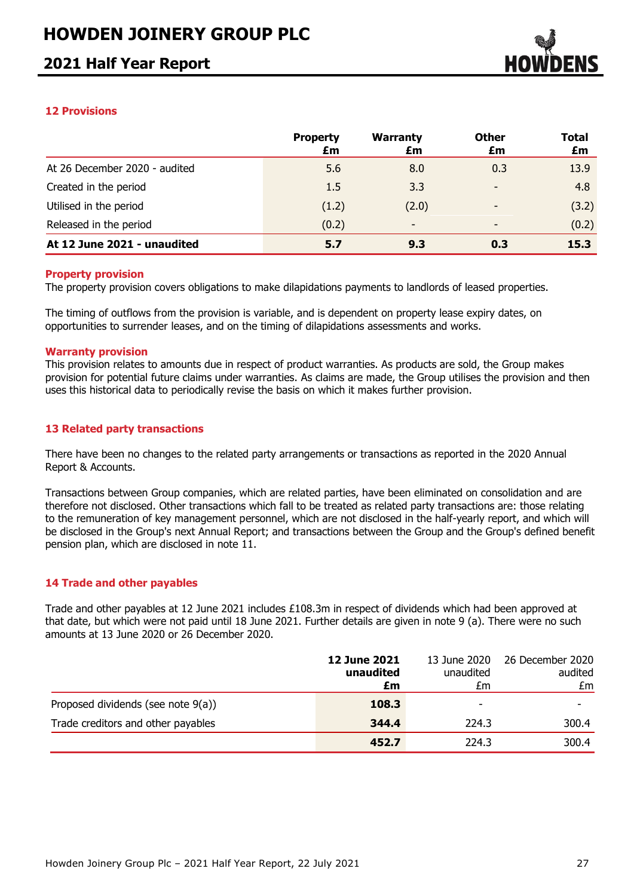## 12 Provisions

| | Property £m | Warranty £m | Other £m | Total £m |
|---|---|---|---|---|
| At 26 December 2020 - audited | 5.6 | 8.0 | 0.3 | 13.9 |
| Created in the period | 1.5 | 3.3 | - | 4.8 |
| Utilised in the period | (1.2) | (2.0) | - | (3.2) |
| Released in the period | (0.2) | - | - | (0.2) |
| **At 12 June 2021 - unaudited** | **5.7** | **9.3** | **0.3** | **15.3** |

### Property provision

The property provision covers obligations to make dilapidations payments to landlords of leased properties.

The timing of outflows from the provision is variable, and is dependent on property lease expiry dates, on opportunities to surrender leases, and on the timing of dilapidations assessments and works.

### Warranty provision

This provision relates to amounts due in respect of product warranties. As products are sold, the Group makes provision for potential future claims under warranties. As claims are made, the Group utilises the provision and then uses this historical data to periodically revise the basis on which it makes further provision.

## 13 Related party transactions

There have been no changes to the related party arrangements or transactions as reported in the 2020 Annual Report & Accounts.

Transactions between Group companies, which are related parties, have been eliminated on consolidation and are therefore not disclosed. Other transactions which fall to be treated as related party transactions are: those relating to the remuneration of key management personnel, which are not disclosed in the half-yearly report, and which will be disclosed in the Group's next Annual Report; and transactions between the Group and the Group's defined benefit pension plan, which are disclosed in note 11.

## 14 Trade and other payables

Trade and other payables at 12 June 2021 includes £108.3m in respect of dividends which had been approved at that date, but which were not paid until 18 June 2021. Further details are given in note 9 (a). There were no such amounts at 13 June 2020 or 26 December 2020.

| | **12 June 2021 unaudited £m** | 13 June 2020 unaudited £m | 26 December 2020 audited £m |
|---|---|---|---|
| Proposed dividends (see note 9(a)) | **108.3** | - | - |
| Trade creditors and other payables | **344.4** | 224.3 | 300.4 |
| | **452.7** | 224.3 | 300.4 |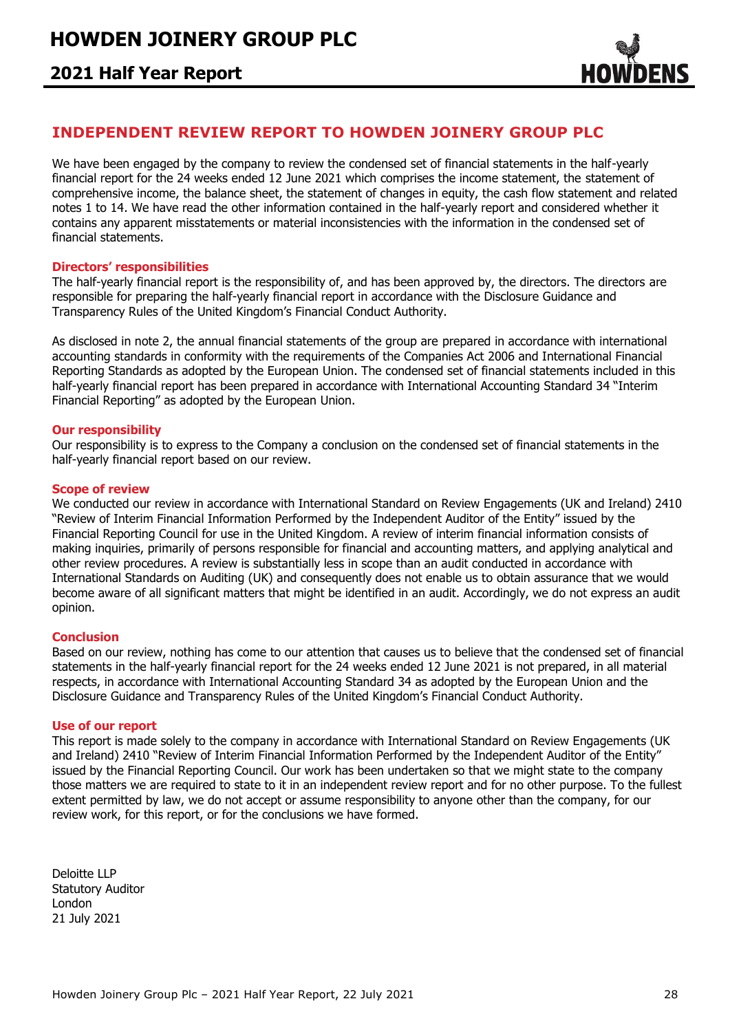## INDEPENDENT REVIEW REPORT TO HOWDEN JOINERY GROUP PLC

We have been engaged by the company to review the condensed set of financial statements in the half-yearly financial report for the 24 weeks ended 12 June 2021 which comprises the income statement, the statement of comprehensive income, the balance sheet, the statement of changes in equity, the cash flow statement and related notes 1 to 14. We have read the other information contained in the half-yearly report and considered whether it contains any apparent misstatements or material inconsistencies with the information in the condensed set of financial statements.

### Directors' responsibilities

The half-yearly financial report is the responsibility of, and has been approved by, the directors. The directors are responsible for preparing the half-yearly financial report in accordance with the Disclosure Guidance and Transparency Rules of the United Kingdom's Financial Conduct Authority.

As disclosed in note 2, the annual financial statements of the group are prepared in accordance with international accounting standards in conformity with the requirements of the Companies Act 2006 and International Financial Reporting Standards as adopted by the European Union. The condensed set of financial statements included in this half-yearly financial report has been prepared in accordance with International Accounting Standard 34 "Interim Financial Reporting" as adopted by the European Union.

### Our responsibility

Our responsibility is to express to the Company a conclusion on the condensed set of financial statements in the half-yearly financial report based on our review.

### Scope of review

We conducted our review in accordance with International Standard on Review Engagements (UK and Ireland) 2410 "Review of Interim Financial Information Performed by the Independent Auditor of the Entity" issued by the Financial Reporting Council for use in the United Kingdom. A review of interim financial information consists of making inquiries, primarily of persons responsible for financial and accounting matters, and applying analytical and other review procedures. A review is substantially less in scope than an audit conducted in accordance with International Standards on Auditing (UK) and consequently does not enable us to obtain assurance that we would become aware of all significant matters that might be identified in an audit. Accordingly, we do not express an audit opinion.

### Conclusion

Based on our review, nothing has come to our attention that causes us to believe that the condensed set of financial statements in the half-yearly financial report for the 24 weeks ended 12 June 2021 is not prepared, in all material respects, in accordance with International Accounting Standard 34 as adopted by the European Union and the Disclosure Guidance and Transparency Rules of the United Kingdom's Financial Conduct Authority.

### Use of our report

This report is made solely to the company in accordance with International Standard on Review Engagements (UK and Ireland) 2410 "Review of Interim Financial Information Performed by the Independent Auditor of the Entity" issued by the Financial Reporting Council. Our work has been undertaken so that we might state to the company those matters we are required to state to it in an independent review report and for no other purpose. To the fullest extent permitted by law, we do not accept or assume responsibility to anyone other than the company, for our review work, for this report, or for the conclusions we have formed.

Deloitte LLP
Statutory Auditor
London
21 July 2021